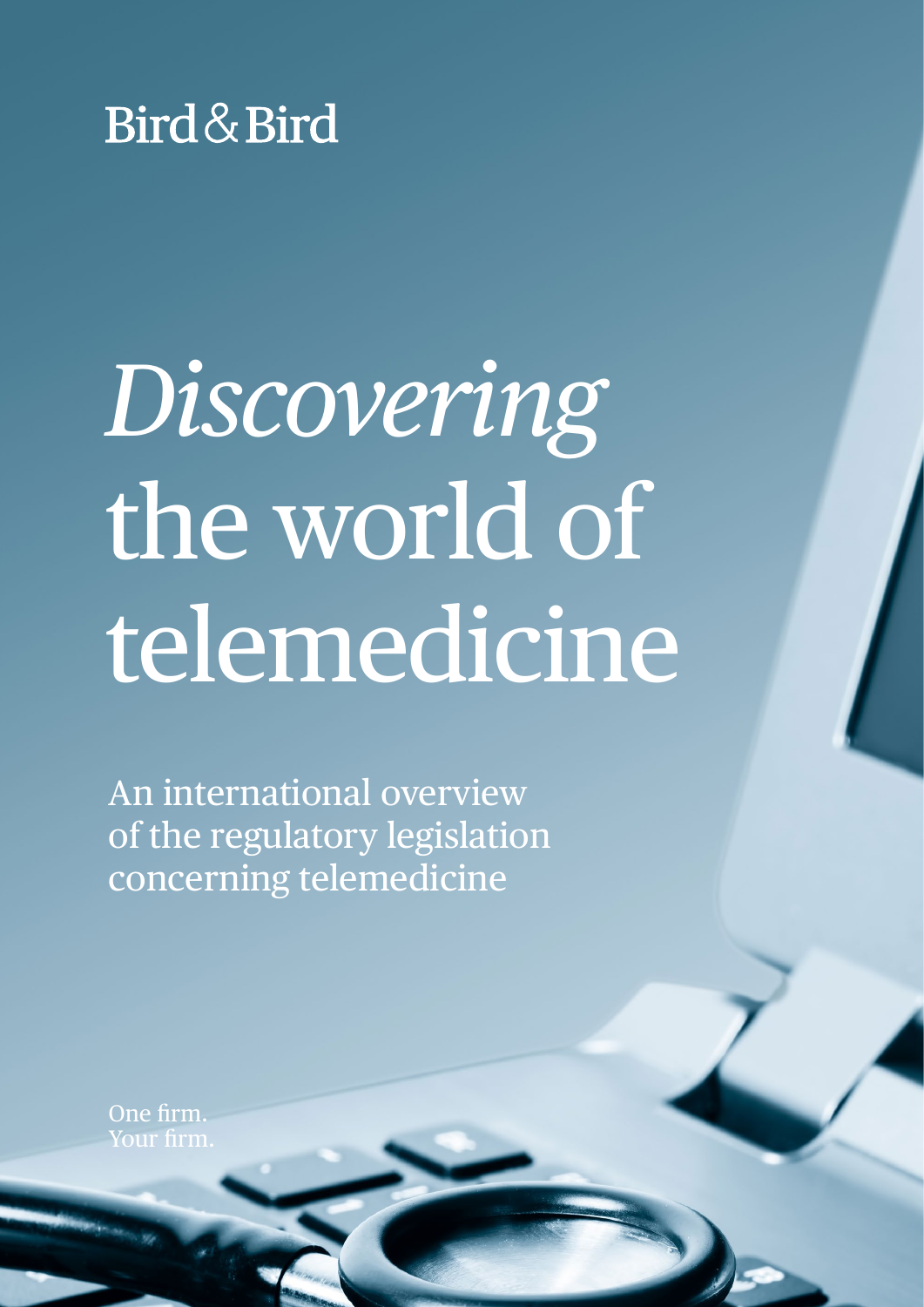Bird & Bird

# *Discovering* the world of telemedicine

An international overview of the regulatory legislation concerning telemedicine

One firm.
Your firm.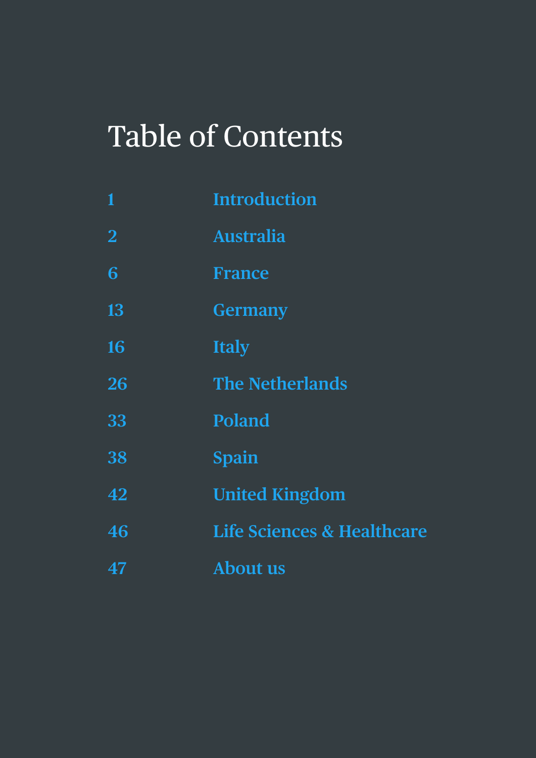# Table of Contents

| | |
|---|---|
| 1 | Introduction |
| 2 | Australia |
| 6 | France |
| 13 | Germany |
| 16 | Italy |
| 26 | The Netherlands |
| 33 | Poland |
| 38 | Spain |
| 42 | United Kingdom |
| 46 | Life Sciences & Healthcare |
| 47 | About us |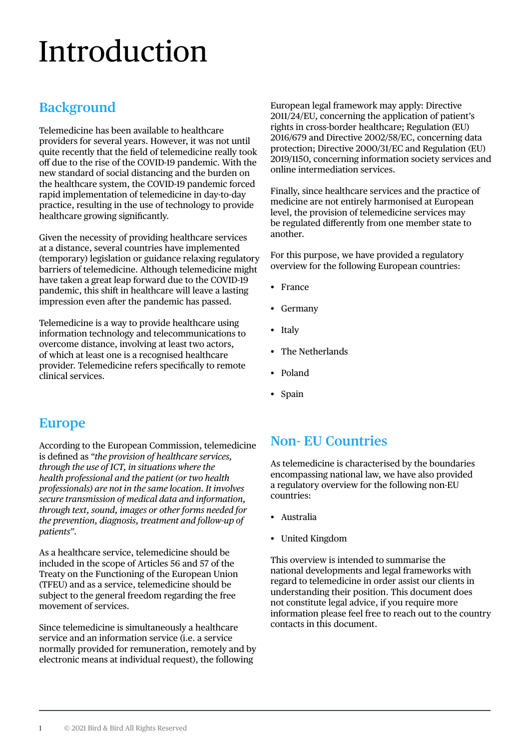# Introduction

## Background

Telemedicine has been available to healthcare providers for several years. However, it was not until quite recently that the field of telemedicine really took off due to the rise of the COVID-19 pandemic. With the new standard of social distancing and the burden on the healthcare system, the COVID-19 pandemic forced rapid implementation of telemedicine in day-to-day practice, resulting in the use of technology to provide healthcare growing significantly.

Given the necessity of providing healthcare services at a distance, several countries have implemented (temporary) legislation or guidance relaxing regulatory barriers of telemedicine. Although telemedicine might have taken a great leap forward due to the COVID-19 pandemic, this shift in healthcare will leave a lasting impression even after the pandemic has passed.

Telemedicine is a way to provide healthcare using information technology and telecommunications to overcome distance, involving at least two actors, of which at least one is a recognised healthcare provider. Telemedicine refers specifically to remote clinical services.

## Europe

According to the European Commission, telemedicine is defined as *"the provision of healthcare services, through the use of ICT, in situations where the health professional and the patient (or two health professionals) are not in the same location. It involves secure transmission of medical data and information, through text, sound, images or other forms needed for the prevention, diagnosis, treatment and follow-up of patients"*.

As a healthcare service, telemedicine should be included in the scope of Articles 56 and 57 of the Treaty on the Functioning of the European Union (TFEU) and as a service, telemedicine should be subject to the general freedom regarding the free movement of services.

Since telemedicine is simultaneously a healthcare service and an information service (i.e. a service normally provided for remuneration, remotely and by electronic means at individual request), the following European legal framework may apply: Directive 2011/24/EU, concerning the application of patient's rights in cross-border healthcare; Regulation (EU) 2016/679 and Directive 2002/58/EC, concerning data protection; Directive 2000/31/EC and Regulation (EU) 2019/1150, concerning information society services and online intermediation services.

Finally, since healthcare services and the practice of medicine are not entirely harmonised at European level, the provision of telemedicine services may be regulated differently from one member state to another.

For this purpose, we have provided a regulatory overview for the following European countries:

- France
- Germany
- Italy
- The Netherlands
- Poland
- Spain

## Non- EU Countries

As telemedicine is characterised by the boundaries encompassing national law, we have also provided a regulatory overview for the following non-EU countries:

- Australia
- United Kingdom

This overview is intended to summarise the national developments and legal frameworks with regard to telemedicine in order assist our clients in understanding their position. This document does not constitute legal advice, if you require more information please feel free to reach out to the country contacts in this document.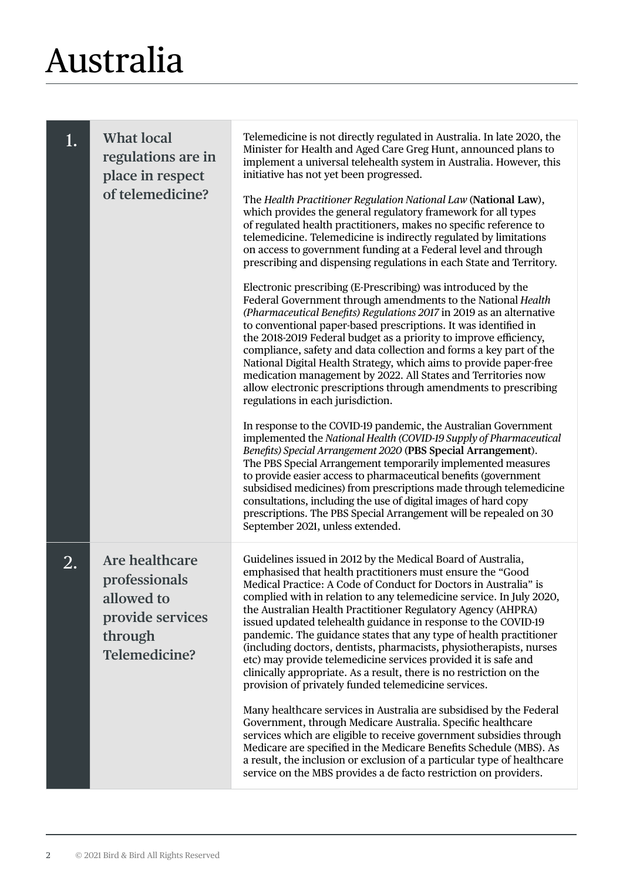# Australia

## 1. What local regulations are in place in respect of telemedicine?

Telemedicine is not directly regulated in Australia. In late 2020, the Minister for Health and Aged Care Greg Hunt, announced plans to implement a universal telehealth system in Australia. However, this initiative has not yet been progressed.

The *Health Practitioner Regulation National Law* (**National Law**), which provides the general regulatory framework for all types of regulated health practitioners, makes no specific reference to telemedicine. Telemedicine is indirectly regulated by limitations on access to government funding at a Federal level and through prescribing and dispensing regulations in each State and Territory.

Electronic prescribing (E-Prescribing) was introduced by the Federal Government through amendments to the National *Health (Pharmaceutical Benefits) Regulations 2017* in 2019 as an alternative to conventional paper-based prescriptions. It was identified in the 2018-2019 Federal budget as a priority to improve efficiency, compliance, safety and data collection and forms a key part of the National Digital Health Strategy, which aims to provide paper-free medication management by 2022. All States and Territories now allow electronic prescriptions through amendments to prescribing regulations in each jurisdiction.

In response to the COVID-19 pandemic, the Australian Government implemented the *National Health (COVID-19 Supply of Pharmaceutical Benefits) Special Arrangement 2020* (**PBS Special Arrangement**). The PBS Special Arrangement temporarily implemented measures to provide easier access to pharmaceutical benefits (government subsidised medicines) from prescriptions made through telemedicine consultations, including the use of digital images of hard copy prescriptions. The PBS Special Arrangement will be repealed on 30 September 2021, unless extended.

## 2. Are healthcare professionals allowed to provide services through Telemedicine?

Guidelines issued in 2012 by the Medical Board of Australia, emphasised that health practitioners must ensure the "Good Medical Practice: A Code of Conduct for Doctors in Australia" is complied with in relation to any telemedicine service. In July 2020, the Australian Health Practitioner Regulatory Agency (AHPRA) issued updated telehealth guidance in response to the COVID-19 pandemic. The guidance states that any type of health practitioner (including doctors, dentists, pharmacists, physiotherapists, nurses etc) may provide telemedicine services provided it is safe and clinically appropriate. As a result, there is no restriction on the provision of privately funded telemedicine services.

Many healthcare services in Australia are subsidised by the Federal Government, through Medicare Australia. Specific healthcare services which are eligible to receive government subsidies through Medicare are specified in the Medicare Benefits Schedule (MBS). As a result, the inclusion or exclusion of a particular type of healthcare service on the MBS provides a de facto restriction on providers.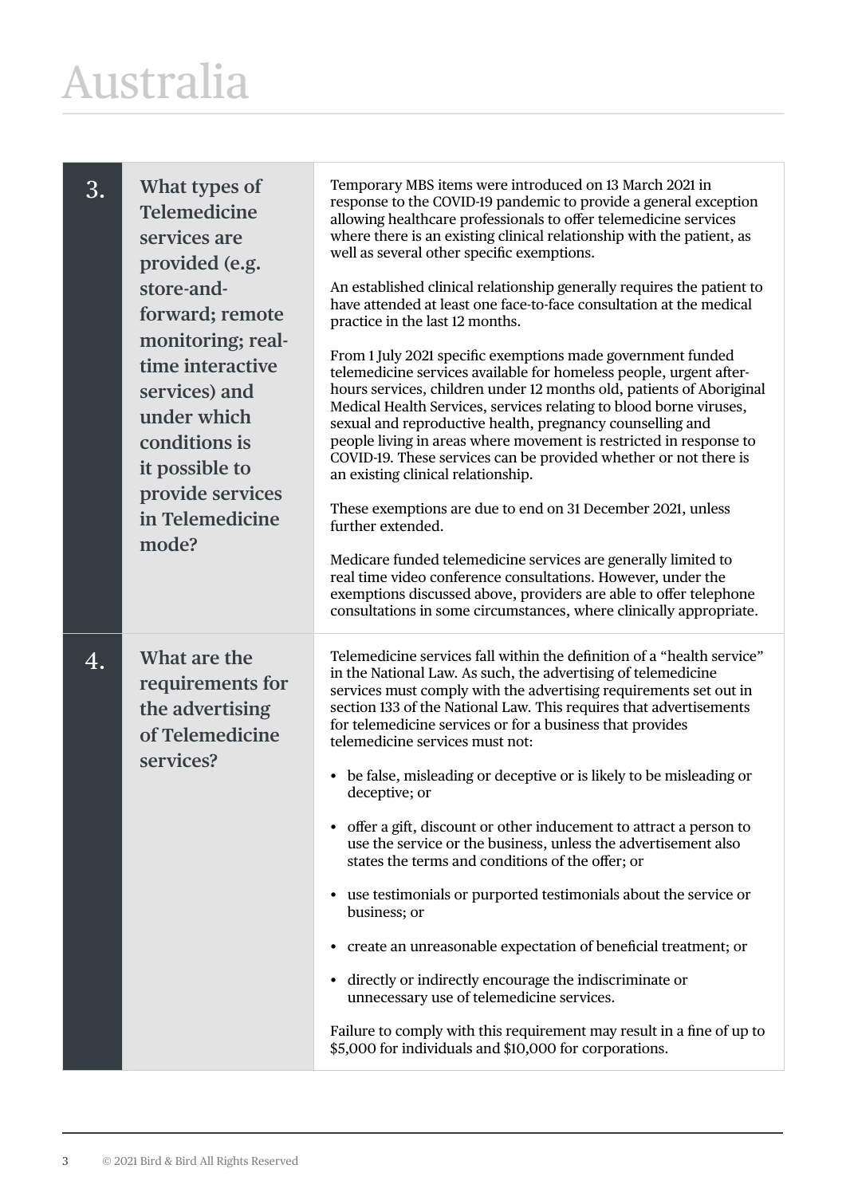# Australia

## 3. What types of Telemedicine services are provided (e.g. store-and-forward; remote monitoring; real-time interactive services) and under which conditions is it possible to provide services in Telemedicine mode?

Temporary MBS items were introduced on 13 March 2021 in response to the COVID-19 pandemic to provide a general exception allowing healthcare professionals to offer telemedicine services where there is an existing clinical relationship with the patient, as well as several other specific exemptions.

An established clinical relationship generally requires the patient to have attended at least one face-to-face consultation at the medical practice in the last 12 months.

From 1 July 2021 specific exemptions made government funded telemedicine services available for homeless people, urgent after-hours services, children under 12 months old, patients of Aboriginal Medical Health Services, services relating to blood borne viruses, sexual and reproductive health, pregnancy counselling and people living in areas where movement is restricted in response to COVID-19. These services can be provided whether or not there is an existing clinical relationship.

These exemptions are due to end on 31 December 2021, unless further extended.

Medicare funded telemedicine services are generally limited to real time video conference consultations. However, under the exemptions discussed above, providers are able to offer telephone consultations in some circumstances, where clinically appropriate.

## 4. What are the requirements for the advertising of Telemedicine services?

Telemedicine services fall within the definition of a "health service" in the National Law. As such, the advertising of telemedicine services must comply with the advertising requirements set out in section 133 of the National Law. This requires that advertisements for telemedicine services or for a business that provides telemedicine services must not:

- be false, misleading or deceptive or is likely to be misleading or deceptive; or
- offer a gift, discount or other inducement to attract a person to use the service or the business, unless the advertisement also states the terms and conditions of the offer; or
- use testimonials or purported testimonials about the service or business; or
- create an unreasonable expectation of beneficial treatment; or
- directly or indirectly encourage the indiscriminate or unnecessary use of telemedicine services.

Failure to comply with this requirement may result in a fine of up to $5,000 for individuals and $10,000 for corporations.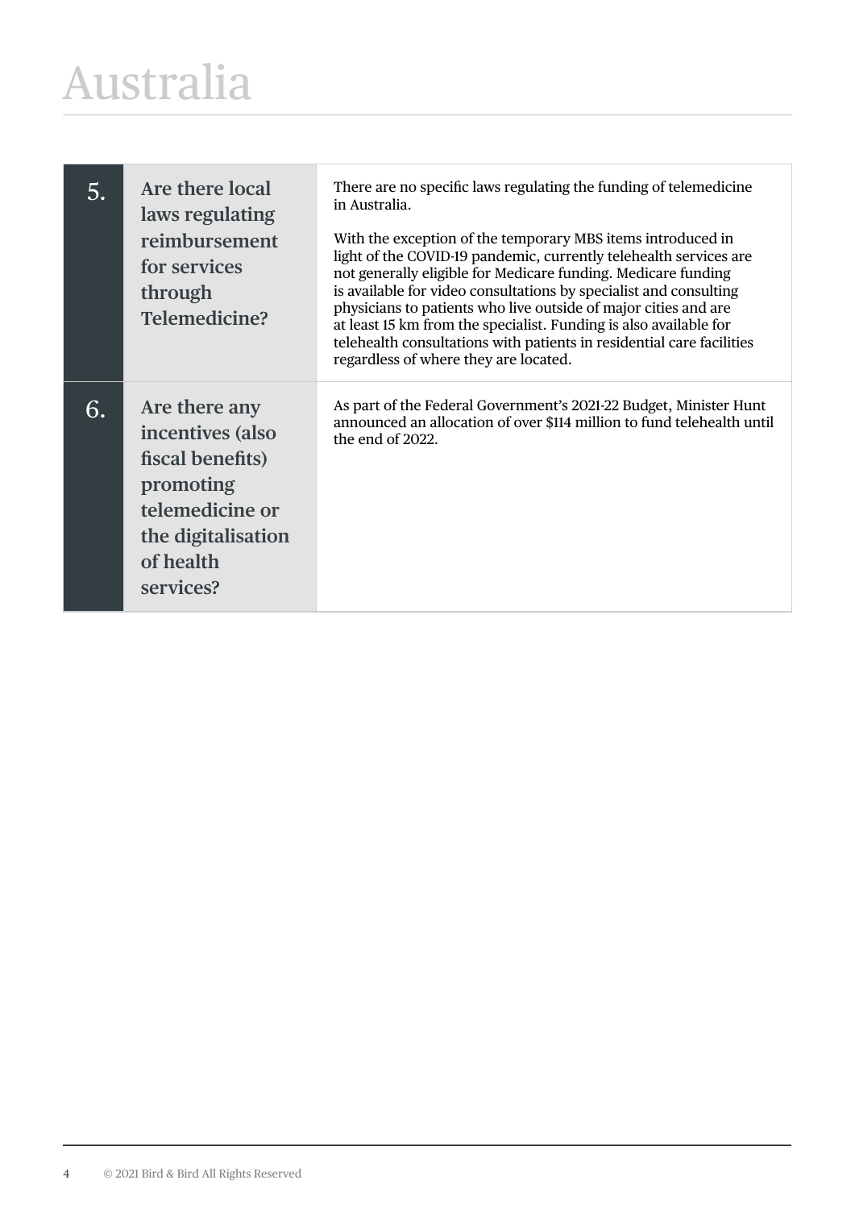# Australia

| | | |
|---|---|---|
| 5. | **Are there local laws regulating reimbursement for services through Telemedicine?** | There are no specific laws regulating the funding of telemedicine in Australia.<br><br>With the exception of the temporary MBS items introduced in light of the COVID-19 pandemic, currently telehealth services are not generally eligible for Medicare funding. Medicare funding is available for video consultations by specialist and consulting physicians to patients who live outside of major cities and are at least 15 km from the specialist. Funding is also available for telehealth consultations with patients in residential care facilities regardless of where they are located. |
| 6. | **Are there any incentives (also fiscal benefits) promoting telemedicine or the digitalisation of health services?** | As part of the Federal Government's 2021-22 Budget, Minister Hunt announced an allocation of over $114 million to fund telehealth until the end of 2022. |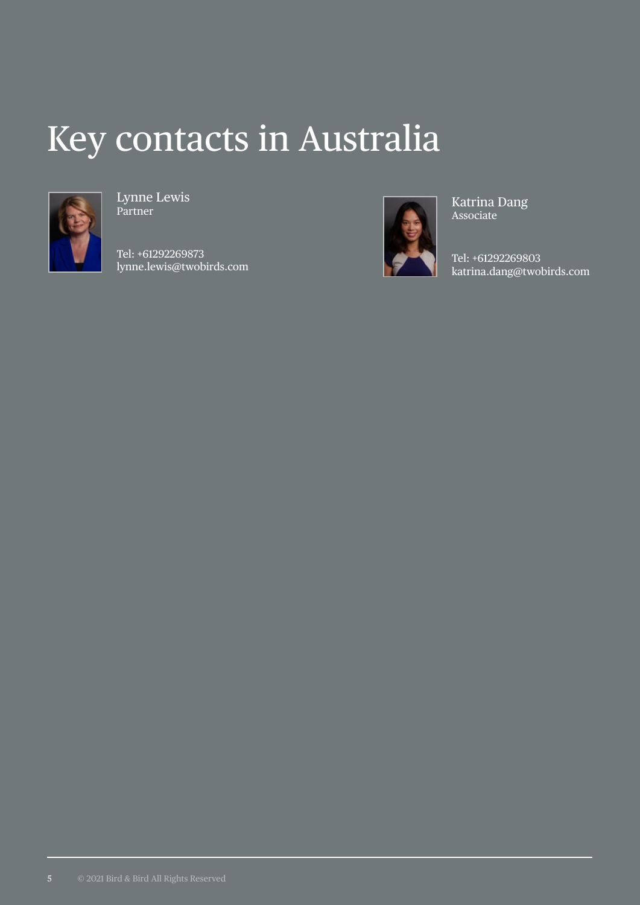# Key contacts in Australia

Lynne Lewis
Partner

Tel: +61292269873
lynne.lewis@twobirds.com

Katrina Dang
Associate

Tel: +61292269803
katrina.dang@twobirds.com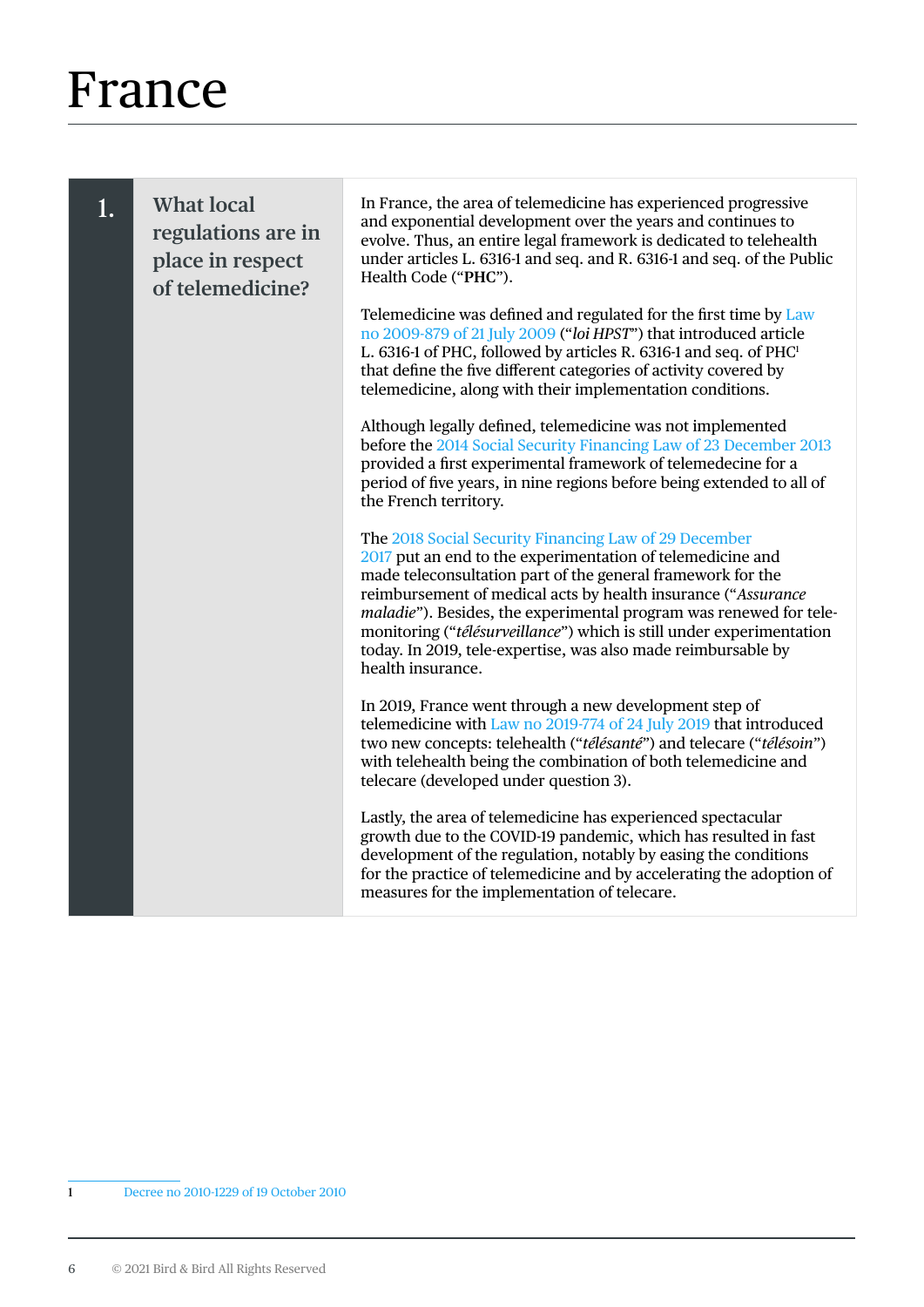# France

## 1. What local regulations are in place in respect of telemedicine?

In France, the area of telemedicine has experienced progressive and exponential development over the years and continues to evolve. Thus, an entire legal framework is dedicated to telehealth under articles L. 6316-1 and seq. and R. 6316-1 and seq. of the Public Health Code ("**PHC**").

Telemedicine was defined and regulated for the first time by Law no 2009-879 of 21 July 2009 ("*loi HPST*") that introduced article L. 6316-1 of PHC, followed by articles R. 6316-1 and seq. of PHC[1] that define the five different categories of activity covered by telemedicine, along with their implementation conditions.

Although legally defined, telemedicine was not implemented before the 2014 Social Security Financing Law of 23 December 2013 provided a first experimental framework of telemedecine for a period of five years, in nine regions before being extended to all of the French territory.

The 2018 Social Security Financing Law of 29 December 2017 put an end to the experimentation of telemedicine and made teleconsultation part of the general framework for the reimbursement of medical acts by health insurance ("*Assurance maladie*"). Besides, the experimental program was renewed for tele-monitoring ("*télésurveillance*") which is still under experimentation today. In 2019, tele-expertise, was also made reimbursable by health insurance.

In 2019, France went through a new development step of telemedicine with Law no 2019-774 of 24 July 2019 that introduced two new concepts: telehealth ("*télésanté*") and telecare ("*télésoin*") with telehealth being the combination of both telemedicine and telecare (developed under question 3).

Lastly, the area of telemedicine has experienced spectacular growth due to the COVID-19 pandemic, which has resulted in fast development of the regulation, notably by easing the conditions for the practice of telemedicine and by accelerating the adoption of measures for the implementation of telecare.

---

[1] Decree no 2010-1229 of 19 October 2010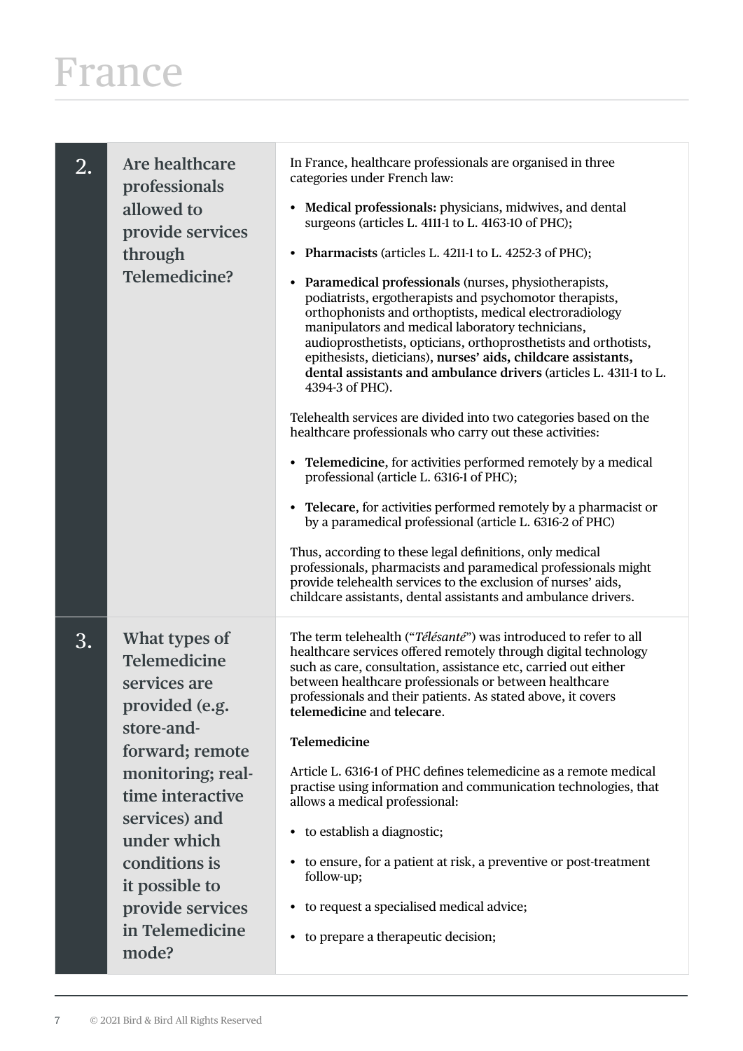# France

| | | |
|---|---|---|
| 2. | **Are healthcare professionals allowed to provide services through Telemedicine?** | In France, healthcare professionals are organised in three categories under French law:<br><br>• **Medical professionals:** physicians, midwives, and dental surgeons (articles L. 4111-1 to L. 4163-10 of PHC);<br><br>• **Pharmacists** (articles L. 4211-1 to L. 4252-3 of PHC);<br><br>• **Paramedical professionals** (nurses, physiotherapists, podiatrists, ergotherapists and psychomotor therapists, orthophonists and orthoptists, medical electroradiology manipulators and medical laboratory technicians, audioprosthetists, opticians, orthoprosthetists and orthotists, epithesists, dieticians), **nurses' aids, childcare assistants, dental assistants and ambulance drivers** (articles L. 4311-1 to L. 4394-3 of PHC).<br><br>Telehealth services are divided into two categories based on the healthcare professionals who carry out these activities:<br><br>• **Telemedicine**, for activities performed remotely by a medical professional (article L. 6316-1 of PHC);<br><br>• **Telecare**, for activities performed remotely by a pharmacist or by a paramedical professional (article L. 6316-2 of PHC)<br><br>Thus, according to these legal definitions, only medical professionals, pharmacists and paramedical professionals might provide telehealth services to the exclusion of nurses' aids, childcare assistants, dental assistants and ambulance drivers. |
| 3. | **What types of Telemedicine services are provided (e.g. store-and-forward; remote monitoring; real-time interactive services) and under which conditions is it possible to provide services in Telemedicine mode?** | The term telehealth ("*Télésanté*") was introduced to refer to all healthcare services offered remotely through digital technology such as care, consultation, assistance etc, carried out either between healthcare professionals or between healthcare professionals and their patients. As stated above, it covers **telemedicine** and **telecare**.<br><br>**Telemedicine**<br><br>Article L. 6316-1 of PHC defines telemedicine as a remote medical practise using information and communication technologies, that allows a medical professional:<br><br>• to establish a diagnostic;<br><br>• to ensure, for a patient at risk, a preventive or post-treatment follow-up;<br><br>• to request a specialised medical advice;<br><br>• to prepare a therapeutic decision; |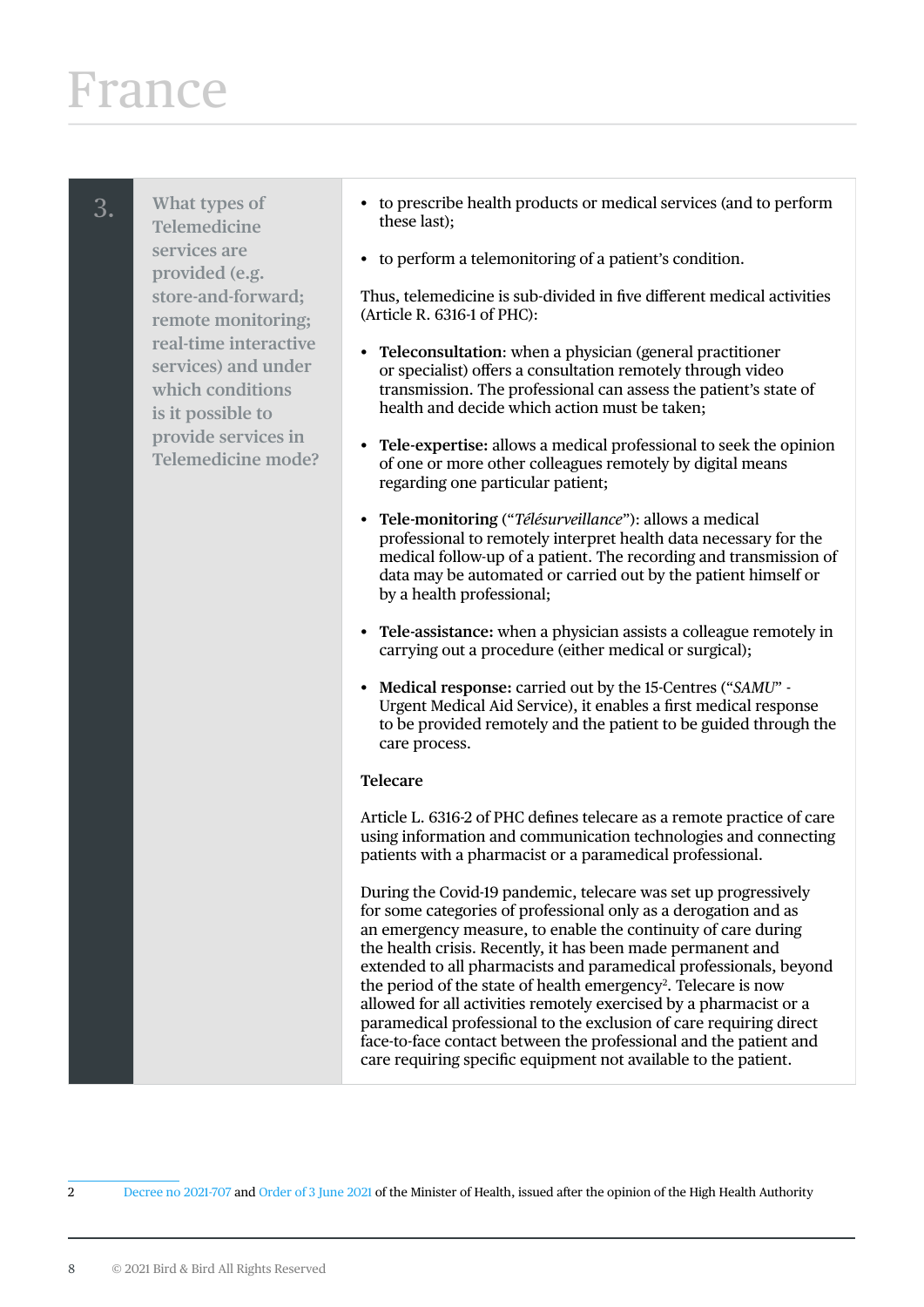# France

| 3. | What types of Telemedicine services are provided (e.g. store-and-forward; remote monitoring; real-time interactive services) and under which conditions is it possible to provide services in Telemedicine mode? |
|---|---|

- to prescribe health products or medical services (and to perform these last);
- to perform a telemonitoring of a patient's condition.

Thus, telemedicine is sub-divided in five different medical activities (Article R. 6316-1 of PHC):

- **Teleconsultation**: when a physician (general practitioner or specialist) offers a consultation remotely through video transmission. The professional can assess the patient's state of health and decide which action must be taken;
- **Tele-expertise:** allows a medical professional to seek the opinion of one or more other colleagues remotely by digital means regarding one particular patient;
- **Tele-monitoring** ("*Télésurveillance*"): allows a medical professional to remotely interpret health data necessary for the medical follow-up of a patient. The recording and transmission of data may be automated or carried out by the patient himself or by a health professional;
- **Tele-assistance:** when a physician assists a colleague remotely in carrying out a procedure (either medical or surgical);
- **Medical response:** carried out by the 15-Centres ("*SAMU*" - Urgent Medical Aid Service), it enables a first medical response to be provided remotely and the patient to be guided through the care process.

**Telecare**

Article L. 6316-2 of PHC defines telecare as a remote practice of care using information and communication technologies and connecting patients with a pharmacist or a paramedical professional.

During the Covid-19 pandemic, telecare was set up progressively for some categories of professional only as a derogation and as an emergency measure, to enable the continuity of care during the health crisis. Recently, it has been made permanent and extended to all pharmacists and paramedical professionals, beyond the period of the state of health emergency[2]. Telecare is now allowed for all activities remotely exercised by a pharmacist or a paramedical professional to the exclusion of care requiring direct face-to-face contact between the professional and the patient and care requiring specific equipment not available to the patient.

2 Decree no 2021-707 and Order of 3 June 2021 of the Minister of Health, issued after the opinion of the High Health Authority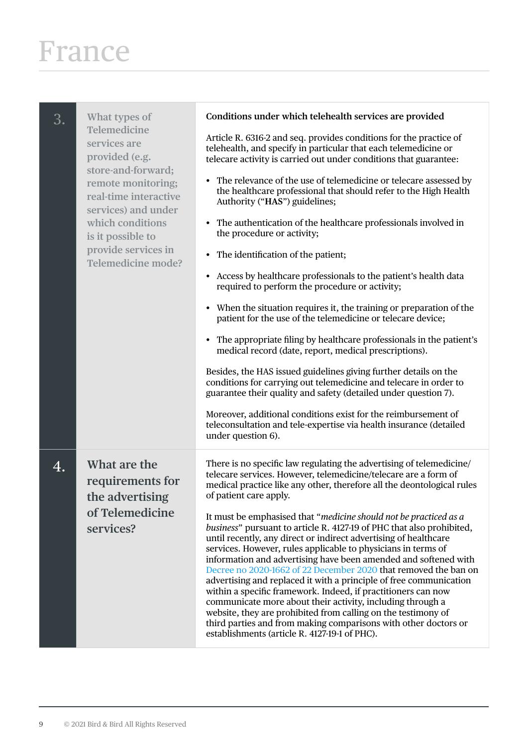# France

| | | |
|---|---|---|
| 3. | What types of Telemedicine services are provided (e.g. store-and-forward; remote monitoring; real-time interactive services) and under which conditions is it possible to provide services in Telemedicine mode? | **Conditions under which telehealth services are provided**<br><br>Article R. 6316-2 and seq. provides conditions for the practice of telehealth, and specify in particular that each telemedicine or telecare activity is carried out under conditions that guarantee:<br><br>• The relevance of the use of telemedicine or telecare assessed by the healthcare professional that should refer to the High Health Authority ("**HAS**") guidelines;<br>• The authentication of the healthcare professionals involved in the procedure or activity;<br>• The identification of the patient;<br>• Access by healthcare professionals to the patient's health data required to perform the procedure or activity;<br>• When the situation requires it, the training or preparation of the patient for the use of the telemedicine or telecare device;<br>• The appropriate filing by healthcare professionals in the patient's medical record (date, report, medical prescriptions).<br><br>Besides, the HAS issued guidelines giving further details on the conditions for carrying out telemedicine and telecare in order to guarantee their quality and safety (detailed under question 7).<br><br>Moreover, additional conditions exist for the reimbursement of teleconsultation and tele-expertise via health insurance (detailed under question 6). |
| 4. | **What are the requirements for the advertising of Telemedicine services?** | There is no specific law regulating the advertising of telemedicine/telecare services. However, telemedicine/telecare are a form of medical practice like any other, therefore all the deontological rules of patient care apply.<br><br>It must be emphasised that "*medicine should not be practiced as a business*" pursuant to article R. 4127-19 of PHC that also prohibited, until recently, any direct or indirect advertising of healthcare services. However, rules applicable to physicians in terms of information and advertising have been amended and softened with Decree no 2020-1662 of 22 December 2020 that removed the ban on advertising and replaced it with a principle of free communication within a specific framework. Indeed, if practitioners can now communicate more about their activity, including through a website, they are prohibited from calling on the testimony of third parties and from making comparisons with other doctors or establishments (article R. 4127-19-1 of PHC). |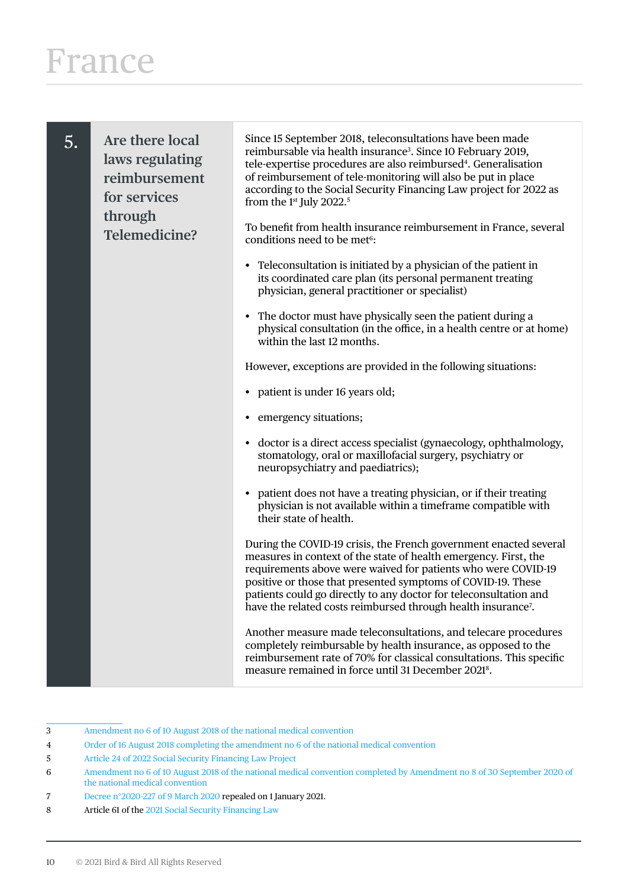# France

## 5. Are there local laws regulating reimbursement for services through Telemedicine?

Since 15 September 2018, teleconsultations have been made reimbursable via health insurance[3]. Since 10 February 2019, tele-expertise procedures are also reimbursed[4]. Generalisation of reimbursement of tele-monitoring will also be put in place according to the Social Security Financing Law project for 2022 as from the 1st July 2022.[5]

To benefit from health insurance reimbursement in France, several conditions need to be met[6]:

- Teleconsultation is initiated by a physician of the patient in its coordinated care plan (its personal permanent treating physician, general practitioner or specialist)
- The doctor must have physically seen the patient during a physical consultation (in the office, in a health centre or at home) within the last 12 months.

However, exceptions are provided in the following situations:

- patient is under 16 years old;
- emergency situations;
- doctor is a direct access specialist (gynaecology, ophthalmology, stomatology, oral or maxillofacial surgery, psychiatry or neuropsychiatry and paediatrics);
- patient does not have a treating physician, or if their treating physician is not available within a timeframe compatible with their state of health.

During the COVID-19 crisis, the French government enacted several measures in context of the state of health emergency. First, the requirements above were waived for patients who were COVID-19 positive or those that presented symptoms of COVID-19. These patients could go directly to any doctor for teleconsultation and have the related costs reimbursed through health insurance[7].

Another measure made teleconsultations, and telecare procedures completely reimbursable by health insurance, as opposed to the reimbursement rate of 70% for classical consultations. This specific measure remained in force until 31 December 2021[8].

---

3 Amendment no 6 of 10 August 2018 of the national medical convention

4 Order of 16 August 2018 completing the amendment no 6 of the national medical convention

5 Article 24 of 2022 Social Security Financing Law Project

6 Amendment no 6 of 10 August 2018 of the national medical convention completed by Amendment no 8 of 30 September 2020 of the national medical convention

7 Decree n°2020-227 of 9 March 2020 repealed on 1 January 2021.

8 Article 61 of the 2021 Social Security Financing Law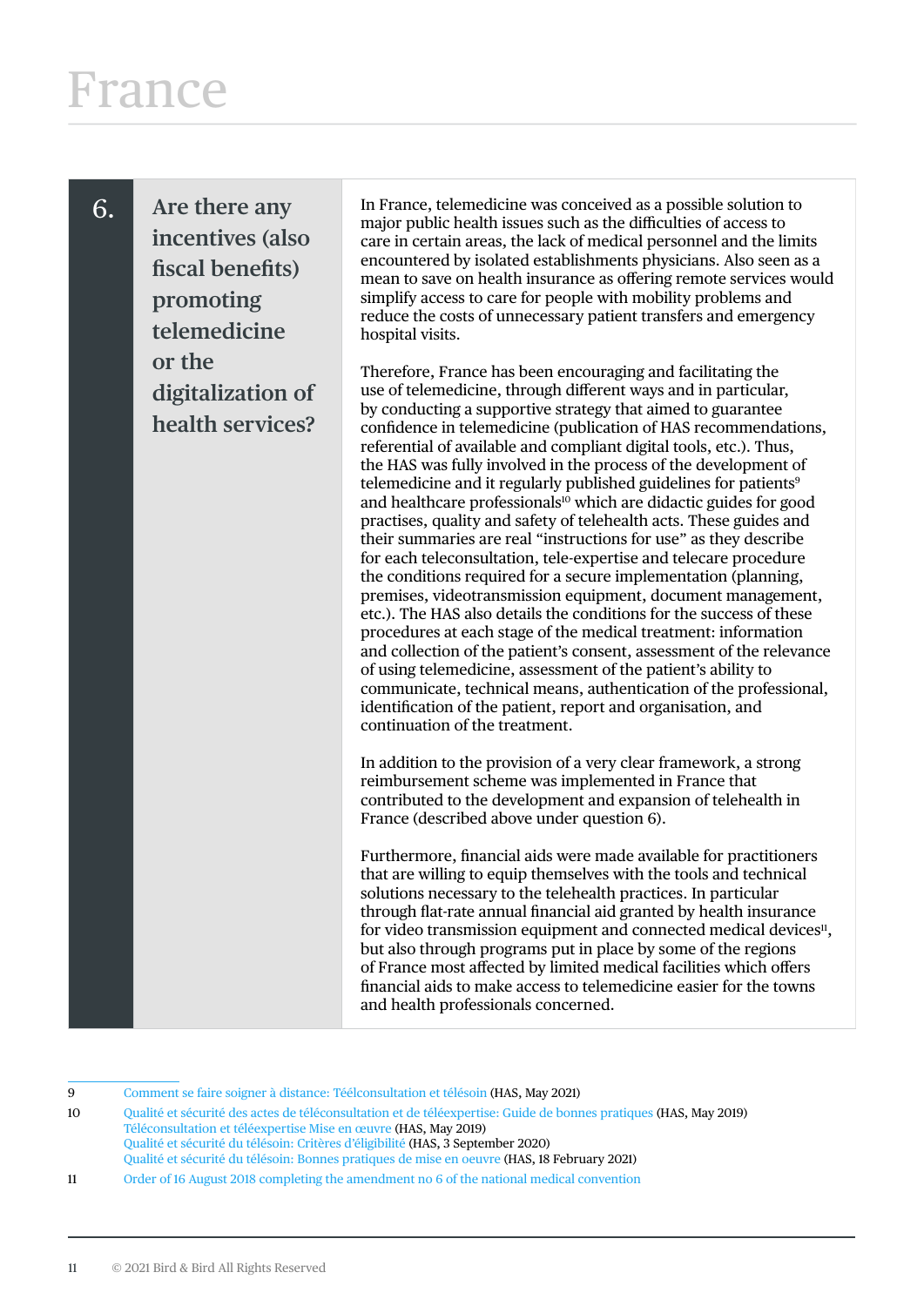# France

## 6. Are there any incentives (also fiscal benefits) promoting telemedicine or the digitalization of health services?

In France, telemedicine was conceived as a possible solution to major public health issues such as the difficulties of access to care in certain areas, the lack of medical personnel and the limits encountered by isolated establishments physicians. Also seen as a mean to save on health insurance as offering remote services would simplify access to care for people with mobility problems and reduce the costs of unnecessary patient transfers and emergency hospital visits.

Therefore, France has been encouraging and facilitating the use of telemedicine, through different ways and in particular, by conducting a supportive strategy that aimed to guarantee confidence in telemedicine (publication of HAS recommendations, referential of available and compliant digital tools, etc.). Thus, the HAS was fully involved in the process of the development of telemedicine and it regularly published guidelines for patients[9] and healthcare professionals[10] which are didactic guides for good practises, quality and safety of telehealth acts. These guides and their summaries are real "instructions for use" as they describe for each teleconsultation, tele-expertise and telecare procedure the conditions required for a secure implementation (planning, premises, videotransmission equipment, document management, etc.). The HAS also details the conditions for the success of these procedures at each stage of the medical treatment: information and collection of the patient's consent, assessment of the relevance of using telemedicine, assessment of the patient's ability to communicate, technical means, authentication of the professional, identification of the patient, report and organisation, and continuation of the treatment.

In addition to the provision of a very clear framework, a strong reimbursement scheme was implemented in France that contributed to the development and expansion of telehealth in France (described above under question 6).

Furthermore, financial aids were made available for practitioners that are willing to equip themselves with the tools and technical solutions necessary to the telehealth practices. In particular through flat-rate annual financial aid granted by health insurance for video transmission equipment and connected medical devices[11], but also through programs put in place by some of the regions of France most affected by limited medical facilities which offers financial aids to make access to telemedicine easier for the towns and health professionals concerned.

---

9 Comment se faire soigner à distance: Téélconsultation et télésoin (HAS, May 2021)

10 Qualité et sécurité des actes de téléconsultation et de téléexpertise: Guide de bonnes pratiques (HAS, May 2019)
Téléconsultation et téléexpertise Mise en œuvre (HAS, May 2019)
Qualité et sécurité du télésoin: Critères d'éligibilité (HAS, 3 September 2020)
Qualité et sécurité du télésoin: Bonnes pratiques de mise en oeuvre (HAS, 18 February 2021)

11 Order of 16 August 2018 completing the amendment no 6 of the national medical convention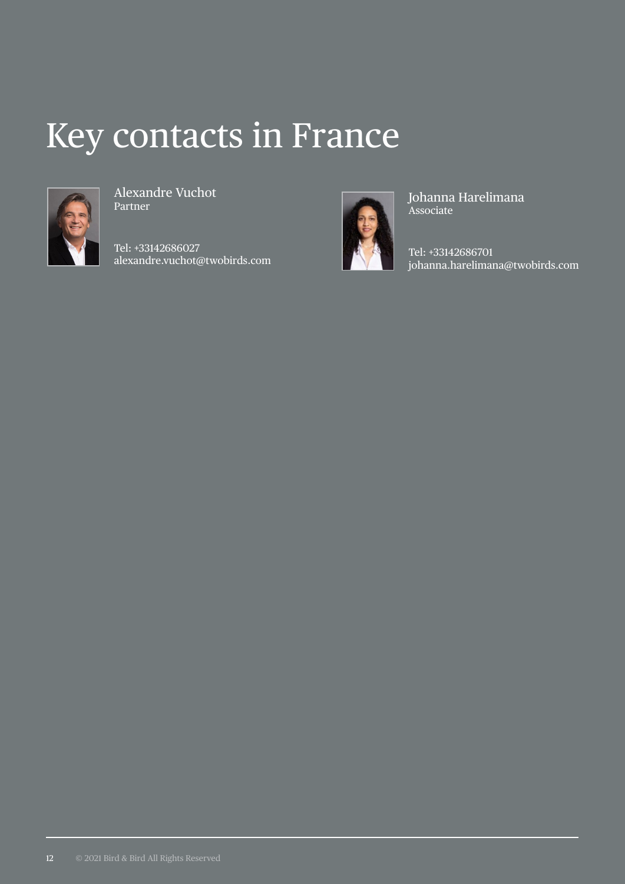# Key contacts in France

Alexandre Vuchot
Partner

Tel: +33142686027
alexandre.vuchot@twobirds.com

Johanna Harelimana
Associate

Tel: +33142686701
johanna.harelimana@twobirds.com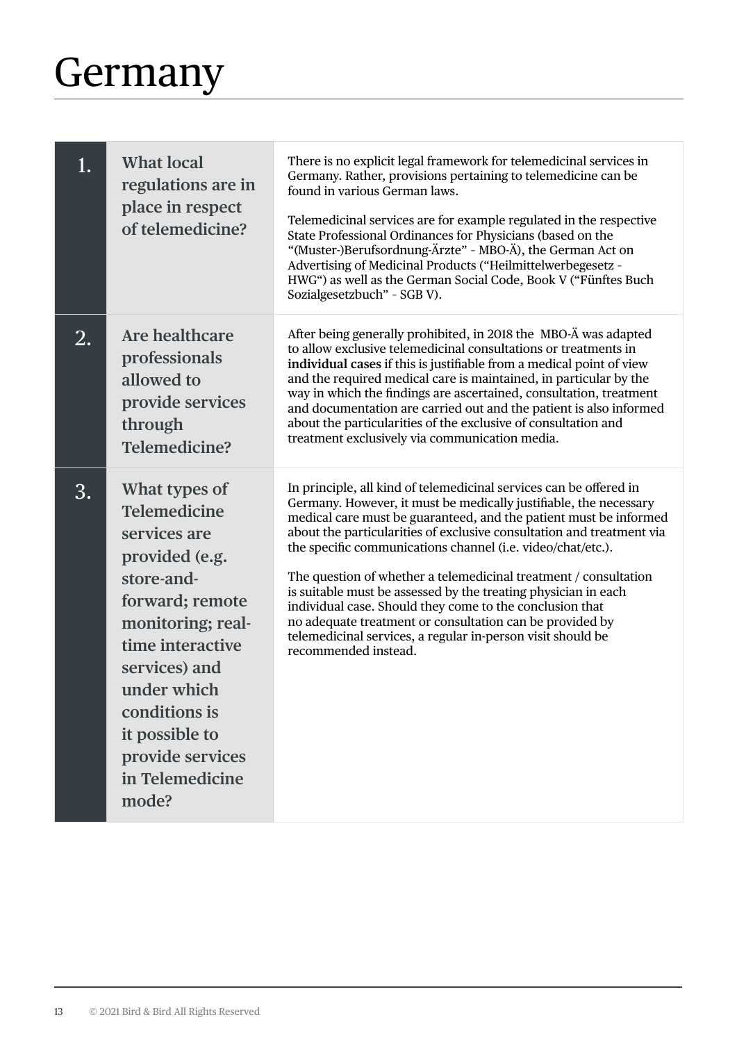# Germany

| | | |
|---|---|---|
| 1. | **What local regulations are in place in respect of telemedicine?** | There is no explicit legal framework for telemedicinal services in Germany. Rather, provisions pertaining to telemedicine can be found in various German laws.<br><br>Telemedicinal services are for example regulated in the respective State Professional Ordinances for Physicians (based on the "(Muster-)Berufsordnung-Ärzte" - MBO-Ä), the German Act on Advertising of Medicinal Products ("Heilmittelwerbegesetz - HWG") as well as the German Social Code, Book V ("Fünftes Buch Sozialgesetzbuch" - SGB V). |
| 2. | **Are healthcare professionals allowed to provide services through Telemedicine?** | After being generally prohibited, in 2018 the MBO-Ä was adapted to allow exclusive telemedicinal consultations or treatments in **individual cases** if this is justifiable from a medical point of view and the required medical care is maintained, in particular by the way in which the findings are ascertained, consultation, treatment and documentation are carried out and the patient is also informed about the particularities of the exclusive of consultation and treatment exclusively via communication media. |
| 3. | **What types of Telemedicine services are provided (e.g. store-and-forward; remote monitoring; real-time interactive services) and under which conditions is it possible to provide services in Telemedicine mode?** | In principle, all kind of telemedicinal services can be offered in Germany. However, it must be medically justifiable, the necessary medical care must be guaranteed, and the patient must be informed about the particularities of exclusive consultation and treatment via the specific communications channel (i.e. video/chat/etc.).<br><br>The question of whether a telemedicinal treatment / consultation is suitable must be assessed by the treating physician in each individual case. Should they come to the conclusion that no adequate treatment or consultation can be provided by telemedicinal services, a regular in-person visit should be recommended instead. |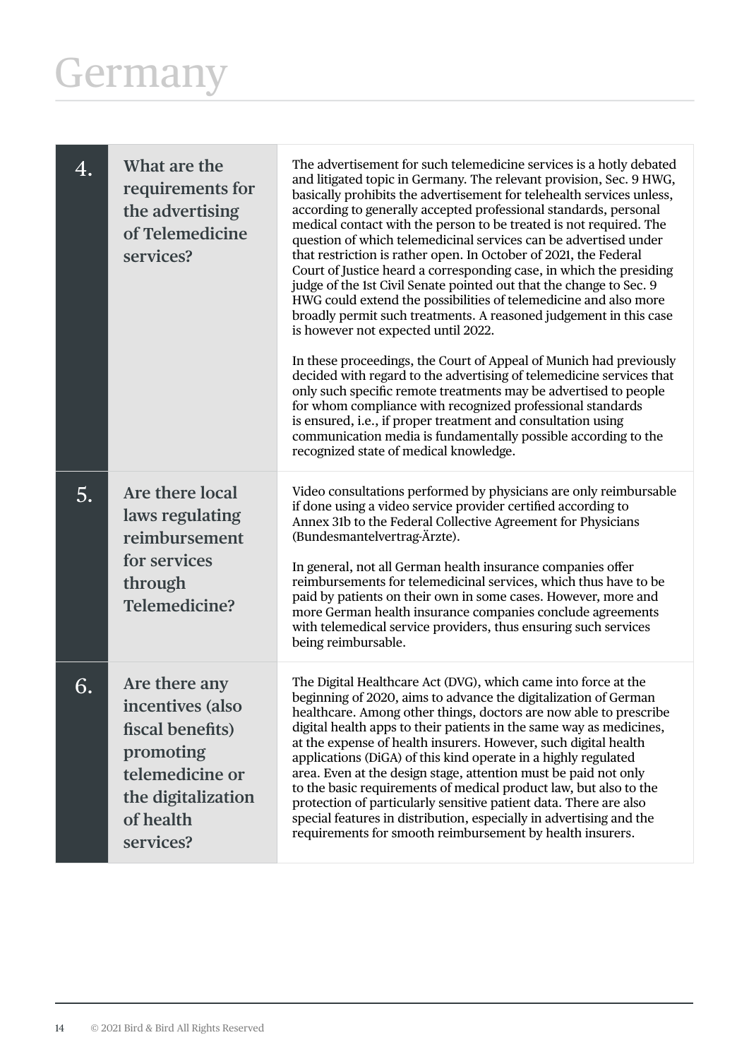# Germany

| | | |
|---|---|---|
| 4. | **What are the requirements for the advertising of Telemedicine services?** | The advertisement for such telemedicine services is a hotly debated and litigated topic in Germany. The relevant provision, Sec. 9 HWG, basically prohibits the advertisement for telehealth services unless, according to generally accepted professional standards, personal medical contact with the person to be treated is not required. The question of which telemedicinal services can be advertised under that restriction is rather open. In October of 2021, the Federal Court of Justice heard a corresponding case, in which the presiding judge of the 1st Civil Senate pointed out that the change to Sec. 9 HWG could extend the possibilities of telemedicine and also more broadly permit such treatments. A reasoned judgement in this case is however not expected until 2022.<br><br>In these proceedings, the Court of Appeal of Munich had previously decided with regard to the advertising of telemedicine services that only such specific remote treatments may be advertised to people for whom compliance with recognized professional standards is ensured, i.e., if proper treatment and consultation using communication media is fundamentally possible according to the recognized state of medical knowledge. |
| 5. | **Are there local laws regulating reimbursement for services through Telemedicine?** | Video consultations performed by physicians are only reimbursable if done using a video service provider certified according to Annex 31b to the Federal Collective Agreement for Physicians (Bundesmantelvertrag-Ärzte).<br><br>In general, not all German health insurance companies offer reimbursements for telemedicinal services, which thus have to be paid by patients on their own in some cases. However, more and more German health insurance companies conclude agreements with telemedical service providers, thus ensuring such services being reimbursable. |
| 6. | **Are there any incentives (also fiscal benefits) promoting telemedicine or the digitalization of health services?** | The Digital Healthcare Act (DVG), which came into force at the beginning of 2020, aims to advance the digitalization of German healthcare. Among other things, doctors are now able to prescribe digital health apps to their patients in the same way as medicines, at the expense of health insurers. However, such digital health applications (DiGA) of this kind operate in a highly regulated area. Even at the design stage, attention must be paid not only to the basic requirements of medical product law, but also to the protection of particularly sensitive patient data. There are also special features in distribution, especially in advertising and the requirements for smooth reimbursement by health insurers. |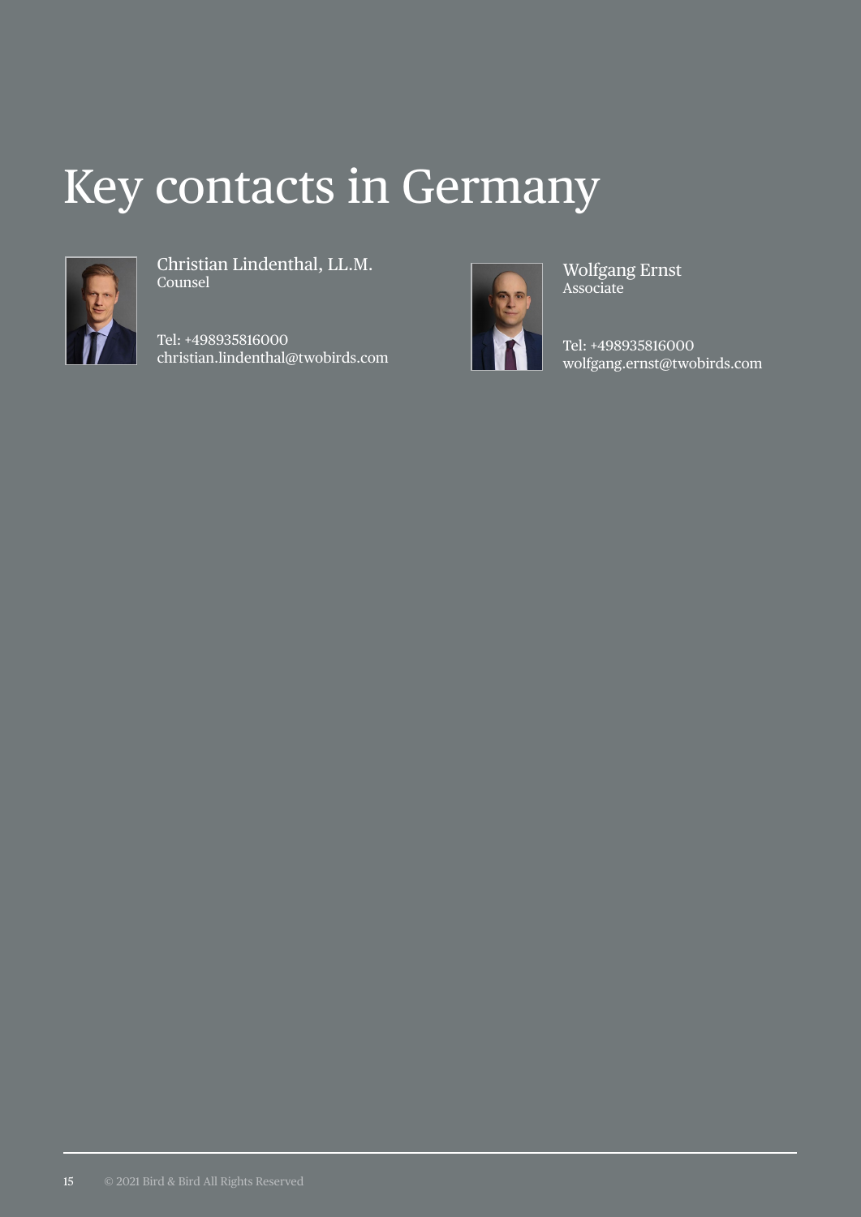# Key contacts in Germany

Christian Lindenthal, LL.M.
Counsel

Tel: +498935816000
christian.lindenthal@twobirds.com

Wolfgang Ernst
Associate

Tel: +498935816000
wolfgang.ernst@twobirds.com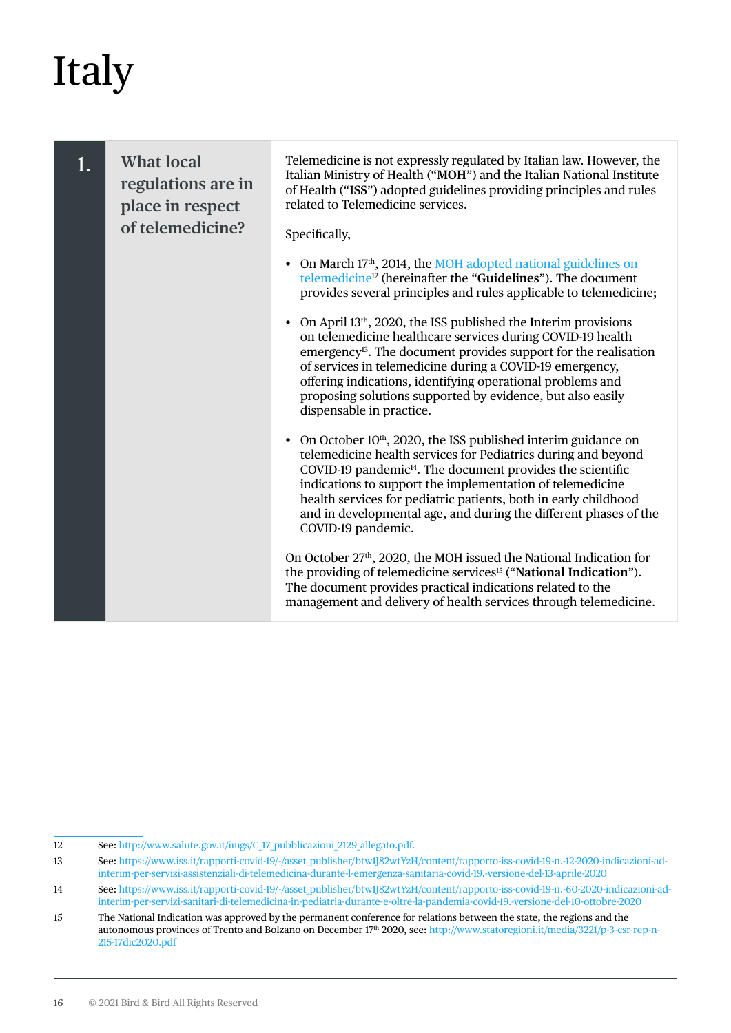# Italy

## 1. What local regulations are in place in respect of telemedicine?

Telemedicine is not expressly regulated by Italian law. However, the Italian Ministry of Health ("**MOH**") and the Italian National Institute of Health ("**ISS**") adopted guidelines providing principles and rules related to Telemedicine services.

Specifically,

- On March 17th, 2014, the MOH adopted national guidelines on telemedicine[12] (hereinafter the "**Guidelines**"). The document provides several principles and rules applicable to telemedicine;
- On April 13th, 2020, the ISS published the Interim provisions on telemedicine healthcare services during COVID-19 health emergency[13]. The document provides support for the realisation of services in telemedicine during a COVID-19 emergency, offering indications, identifying operational problems and proposing solutions supported by evidence, but also easily dispensable in practice.
- On October 10th, 2020, the ISS published interim guidance on telemedicine health services for Pediatrics during and beyond COVID-19 pandemic[14]. The document provides the scientific indications to support the implementation of telemedicine health services for pediatric patients, both in early childhood and in developmental age, and during the different phases of the COVID-19 pandemic.

On October 27th, 2020, the MOH issued the National Indication for the providing of telemedicine services[15] ("**National Indication**"). The document provides practical indications related to the management and delivery of health services through telemedicine.

---

12 See: http://www.salute.gov.it/imgs/C_17_pubblicazioni_2129_allegato.pdf.

13 See: https://www.iss.it/rapporti-covid-19/-/asset_publisher/btw1J82wtYzH/content/rapporto-iss-covid-19-n.-12-2020-indicazioni-ad-interim-per-servizi-assistenziali-di-telemedicina-durante-l-emergenza-sanitaria-covid-19.-versione-del-13-aprile-2020

14 See: https://www.iss.it/rapporti-covid-19/-/asset_publisher/btw1J82wtYzH/content/rapporto-iss-covid-19-n.-60-2020-indicazioni-ad-interim-per-servizi-sanitari-di-telemedicina-in-pediatria-durante-e-oltre-la-pandemia-covid-19.-versione-del-10-ottobre-2020

15 The National Indication was approved by the permanent conference for relations between the state, the regions and the autonomous provinces of Trento and Bolzano on December 17th 2020, see: http://www.statoregioni.it/media/3221/p-3-csr-rep-n-215-17dic2020.pdf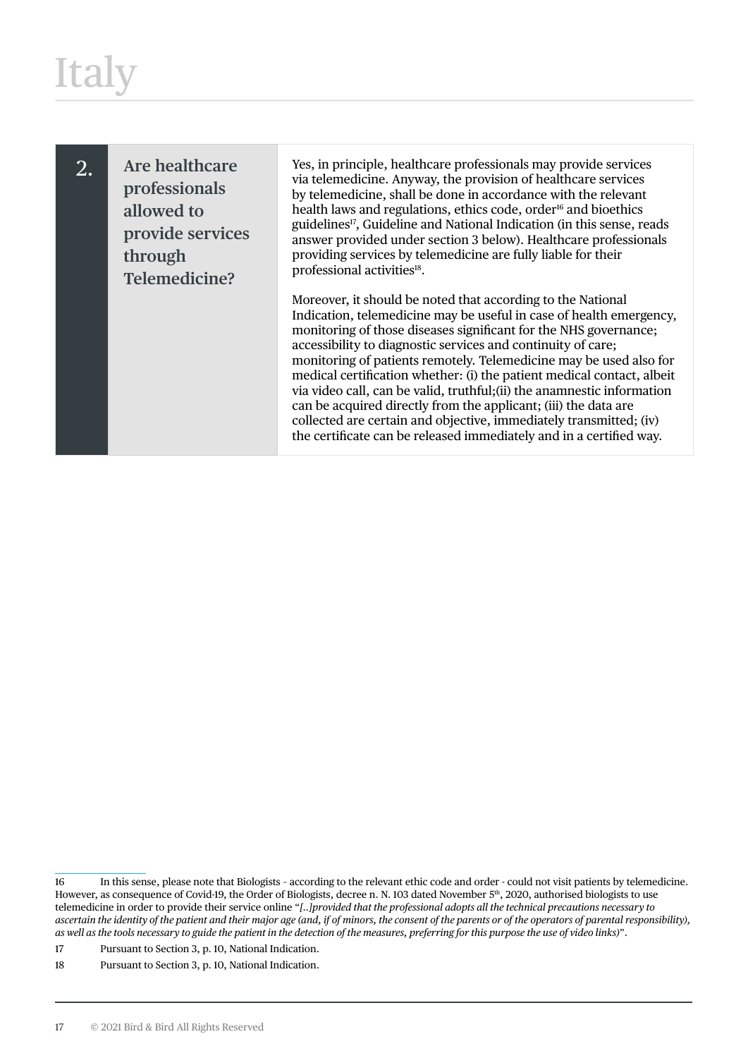# Italy

| 2. | Are healthcare professionals allowed to provide services through Telemedicine? | Yes, in principle, healthcare professionals may provide services via telemedicine. Anyway, the provision of healthcare services by telemedicine, shall be done in accordance with the relevant health laws and regulations, ethics code, order[16] and bioethics guidelines[17], Guideline and National Indication (in this sense, reads answer provided under section 3 below). Healthcare professionals providing services by telemedicine are fully liable for their professional activities[18].<br><br>Moreover, it should be noted that according to the National Indication, telemedicine may be useful in case of health emergency, monitoring of those diseases significant for the NHS governance; accessibility to diagnostic services and continuity of care; monitoring of patients remotely. Telemedicine may be used also for medical certification whether: (i) the patient medical contact, albeit via video call, can be valid, truthful;(ii) the anamnestic information can be acquired directly from the applicant; (iii) the data are collected are certain and objective, immediately transmitted; (iv) the certificate can be released immediately and in a certified way. |
|---|---|---|

16 In this sense, please note that Biologists - according to the relevant ethic code and order - could not visit patients by telemedicine. However, as consequence of Covid-19, the Order of Biologists, decree n. N. 103 dated November 5th, 2020, authorised biologists to use telemedicine in order to provide their service online "*[..]provided that the professional adopts all the technical precautions necessary to ascertain the identity of the patient and their major age (and, if of minors, the consent of the parents or of the operators of parental responsibility), as well as the tools necessary to guide the patient in the detection of the measures, preferring for this purpose the use of video links)*".

17 Pursuant to Section 3, p. 10, National Indication.

18 Pursuant to Section 3, p. 10, National Indication.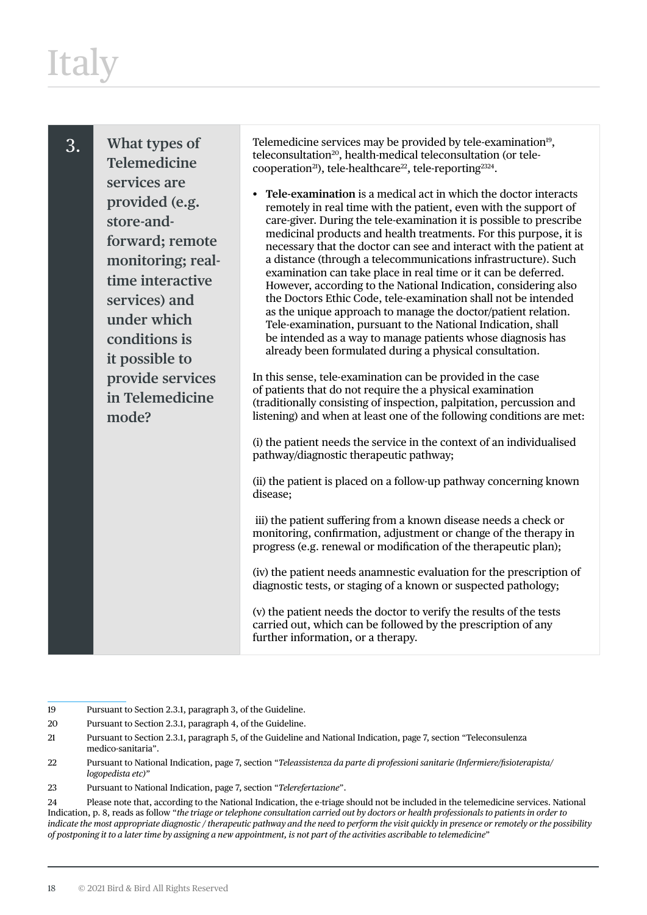# Italy

| 3. | What types of Telemedicine services are provided (e.g. store-and-forward; remote monitoring; real-time interactive services) and under which conditions is it possible to provide services in Telemedicine mode? | Telemedicine services may be provided by tele-examination[19], teleconsultation[20], health-medical teleconsultation (or tele-cooperation[21]), tele-healthcare[22], tele-reporting[23][24].<br><br>• **Tele-examination** is a medical act in which the doctor interacts remotely in real time with the patient, even with the support of care-giver. During the tele-examination it is possible to prescribe medicinal products and health treatments. For this purpose, it is necessary that the doctor can see and interact with the patient at a distance (through a telecommunications infrastructure). Such examination can take place in real time or it can be deferred. However, according to the National Indication, considering also the Doctors Ethic Code, tele-examination shall not be intended as the unique approach to manage the doctor/patient relation. Tele-examination, pursuant to the National Indication, shall be intended as a way to manage patients whose diagnosis has already been formulated during a physical consultation.<br><br>In this sense, tele-examination can be provided in the case of patients that do not require the a physical examination (traditionally consisting of inspection, palpitation, percussion and listening) and when at least one of the following conditions are met:<br><br>(i) the patient needs the service in the context of an individualised pathway/diagnostic therapeutic pathway;<br><br>(ii) the patient is placed on a follow-up pathway concerning known disease;<br><br>iii) the patient suffering from a known disease needs a check or monitoring, confirmation, adjustment or change of the therapy in progress (e.g. renewal or modification of the therapeutic plan);<br><br>(iv) the patient needs anamnestic evaluation for the prescription of diagnostic tests, or staging of a known or suspected pathology;<br><br>(v) the patient needs the doctor to verify the results of the tests carried out, which can be followed by the prescription of any further information, or a therapy. |
|---|---|---|

19 Pursuant to Section 2.3.1, paragraph 3, of the Guideline.

20 Pursuant to Section 2.3.1, paragraph 4, of the Guideline.

21 Pursuant to Section 2.3.1, paragraph 5, of the Guideline and National Indication, page 7, section "Teleconsulenza medico-sanitaria".

22 Pursuant to National Indication, page 7, section "*Teleassistenza da parte di professioni sanitarie (Infermiere/fisioterapista/logopedista etc)*"

23 Pursuant to National Indication, page 7, section "*Telerefertazione*".

24 Please note that, according to the National Indication, the e-triage should not be included in the telemedicine services. National Indication, p. 8, reads as follow "*the triage or telephone consultation carried out by doctors or health professionals to patients in order to indicate the most appropriate diagnostic / therapeutic pathway and the need to perform the visit quickly in presence or remotely or the possibility of postponing it to a later time by assigning a new appointment, is not part of the activities ascribable to telemedicine*"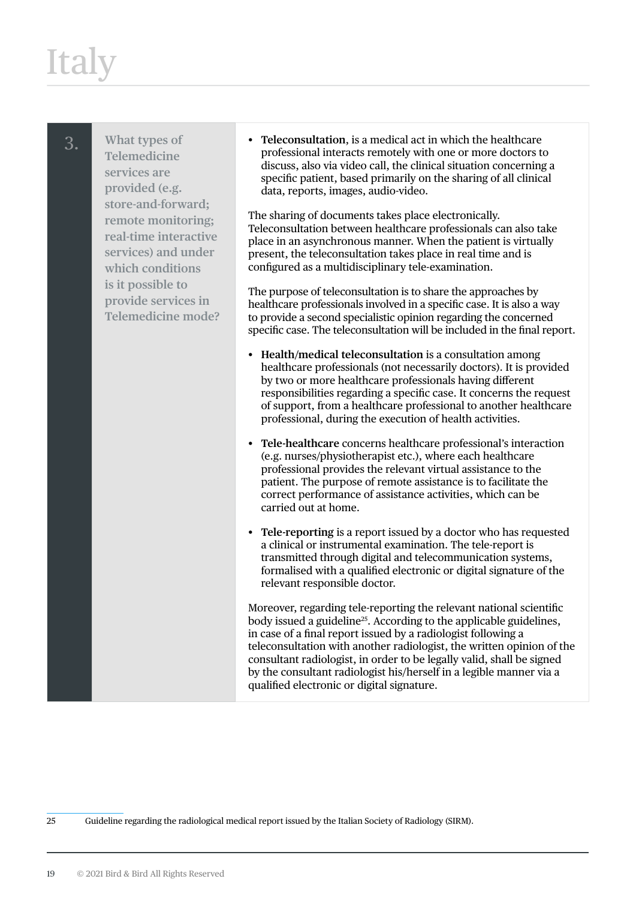# Italy

| | | |
|---|---|---|
| 3. | What types of Telemedicine services are provided (e.g. store-and-forward; remote monitoring; real-time interactive services) and under which conditions is it possible to provide services in Telemedicine mode? | • **Teleconsultation**, is a medical act in which the healthcare professional interacts remotely with one or more doctors to discuss, also via video call, the clinical situation concerning a specific patient, based primarily on the sharing of all clinical data, reports, images, audio-video.<br><br>The sharing of documents takes place electronically. Teleconsultation between healthcare professionals can also take place in an asynchronous manner. When the patient is virtually present, the teleconsultation takes place in real time and is configured as a multidisciplinary tele-examination.<br><br>The purpose of teleconsultation is to share the approaches by healthcare professionals involved in a specific case. It is also a way to provide a second specialistic opinion regarding the concerned specific case. The teleconsultation will be included in the final report.<br><br>• **Health/medical teleconsultation** is a consultation among healthcare professionals (not necessarily doctors). It is provided by two or more healthcare professionals having different responsibilities regarding a specific case. It concerns the request of support, from a healthcare professional to another healthcare professional, during the execution of health activities.<br><br>• **Tele-healthcare** concerns healthcare professional's interaction (e.g. nurses/physiotherapist etc.), where each healthcare professional provides the relevant virtual assistance to the patient. The purpose of remote assistance is to facilitate the correct performance of assistance activities, which can be carried out at home.<br><br>• **Tele-reporting** is a report issued by a doctor who has requested a clinical or instrumental examination. The tele-report is transmitted through digital and telecommunication systems, formalised with a qualified electronic or digital signature of the relevant responsible doctor.<br><br>Moreover, regarding tele-reporting the relevant national scientific body issued a guideline[25]. According to the applicable guidelines, in case of a final report issued by a radiologist following a teleconsultation with another radiologist, the written opinion of the consultant radiologist, in order to be legally valid, shall be signed by the consultant radiologist his/herself in a legible manner via a qualified electronic or digital signature. |

25 Guideline regarding the radiological medical report issued by the Italian Society of Radiology (SIRM).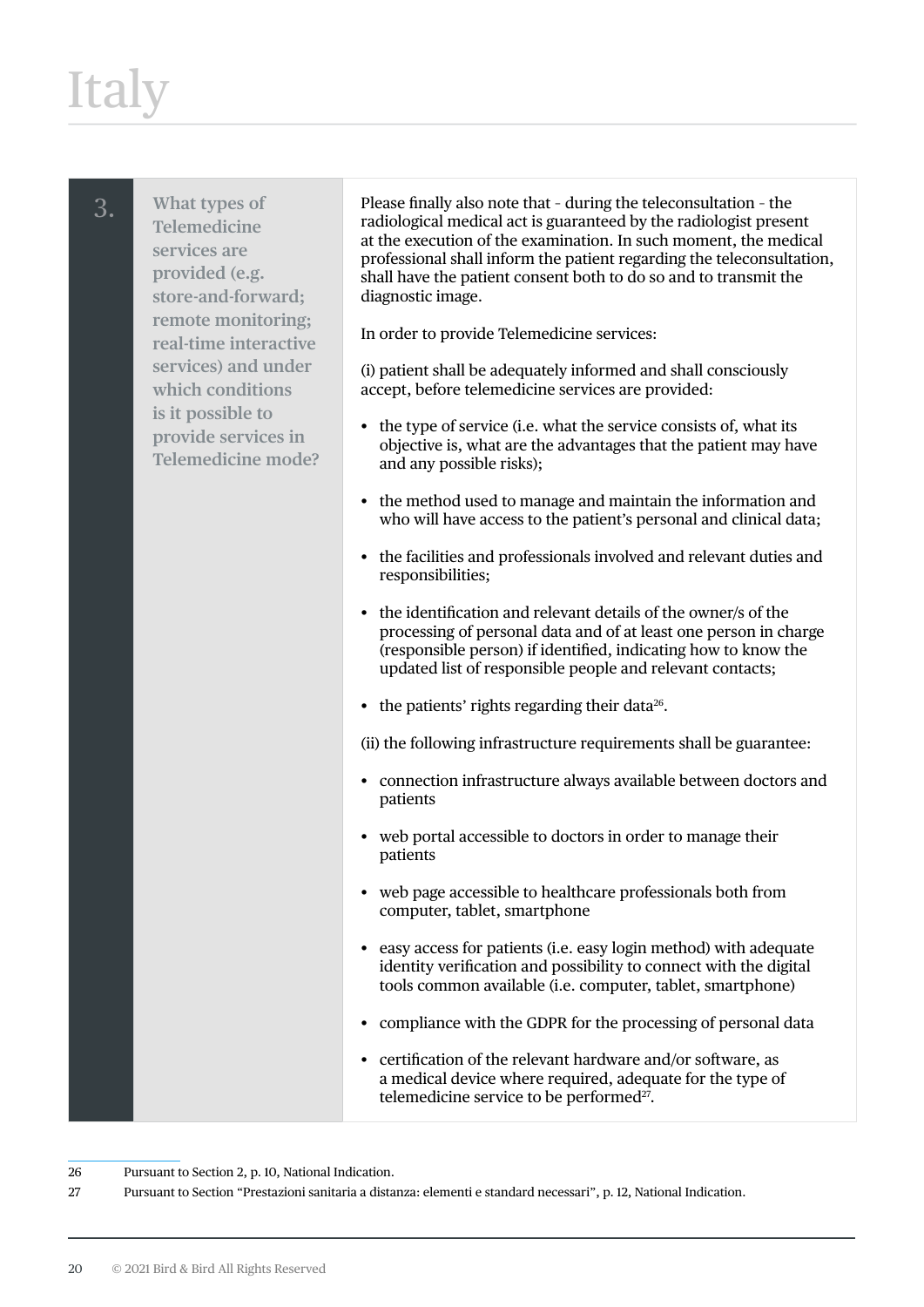# Italy

| 3. | What types of Telemedicine services are provided (e.g. store-and-forward; remote monitoring; real-time interactive services) and under which conditions is it possible to provide services in Telemedicine mode? |
|---|---|

Please finally also note that - during the teleconsultation - the radiological medical act is guaranteed by the radiologist present at the execution of the examination. In such moment, the medical professional shall inform the patient regarding the teleconsultation, shall have the patient consent both to do so and to transmit the diagnostic image.

In order to provide Telemedicine services:

(i) patient shall be adequately informed and shall consciously accept, before telemedicine services are provided:

- the type of service (i.e. what the service consists of, what its objective is, what are the advantages that the patient may have and any possible risks);
- the method used to manage and maintain the information and who will have access to the patient's personal and clinical data;
- the facilities and professionals involved and relevant duties and responsibilities;
- the identification and relevant details of the owner/s of the processing of personal data and of at least one person in charge (responsible person) if identified, indicating how to know the updated list of responsible people and relevant contacts;
- the patients' rights regarding their data[26].

(ii) the following infrastructure requirements shall be guarantee:

- connection infrastructure always available between doctors and patients
- web portal accessible to doctors in order to manage their patients
- web page accessible to healthcare professionals both from computer, tablet, smartphone
- easy access for patients (i.e. easy login method) with adequate identity verification and possibility to connect with the digital tools common available (i.e. computer, tablet, smartphone)
- compliance with the GDPR for the processing of personal data
- certification of the relevant hardware and/or software, as a medical device where required, adequate for the type of telemedicine service to be performed[27].

---

26 Pursuant to Section 2, p. 10, National Indication.

27 Pursuant to Section "Prestazioni sanitaria a distanza: elementi e standard necessari", p. 12, National Indication.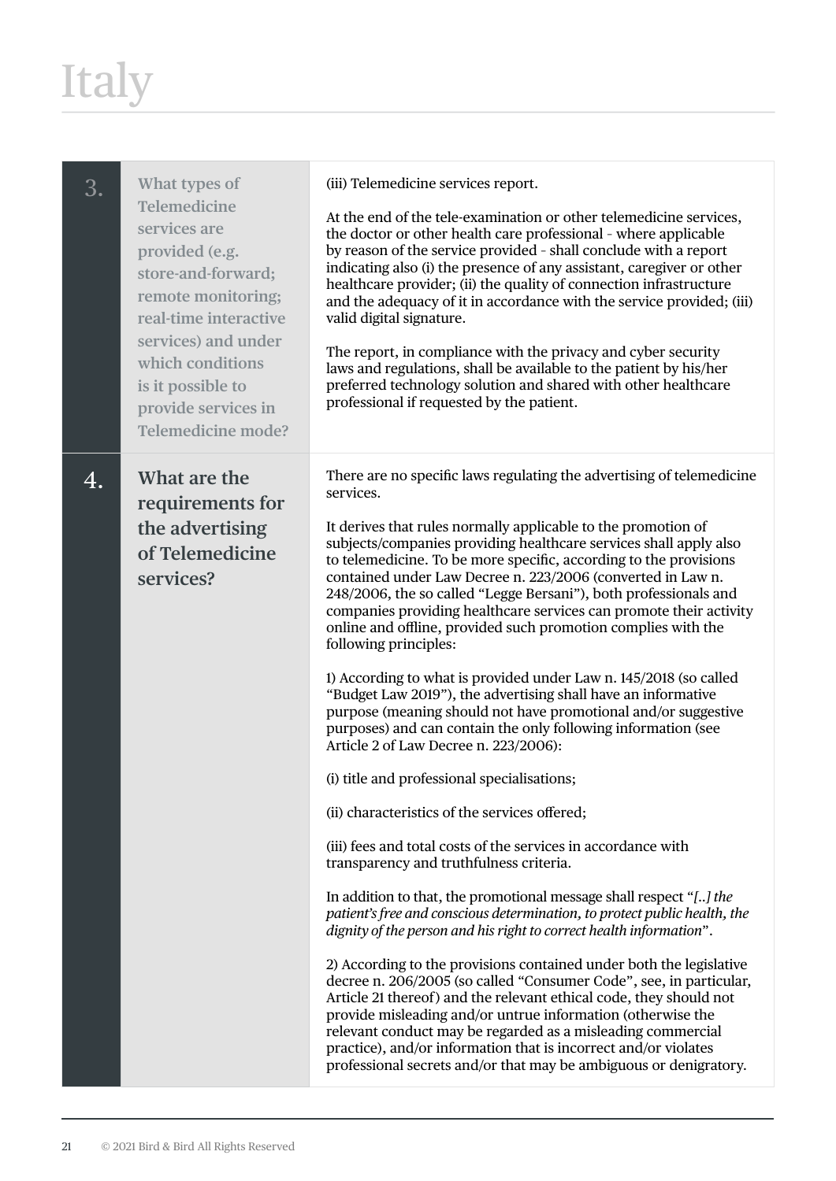# Italy

| | | |
|---|---|---|
| 3. | What types of Telemedicine services are provided (e.g. store-and-forward; remote monitoring; real-time interactive services) and under which conditions is it possible to provide services in Telemedicine mode? | (iii) Telemedicine services report.<br><br>At the end of the tele-examination or other telemedicine services, the doctor or other health care professional - where applicable by reason of the service provided - shall conclude with a report indicating also (i) the presence of any assistant, caregiver or other healthcare provider; (ii) the quality of connection infrastructure and the adequacy of it in accordance with the service provided; (iii) valid digital signature.<br><br>The report, in compliance with the privacy and cyber security laws and regulations, shall be available to the patient by his/her preferred technology solution and shared with other healthcare professional if requested by the patient. |
| 4. | **What are the requirements for the advertising of Telemedicine services?** | There are no specific laws regulating the advertising of telemedicine services.<br><br>It derives that rules normally applicable to the promotion of subjects/companies providing healthcare services shall apply also to telemedicine. To be more specific, according to the provisions contained under Law Decree n. 223/2006 (converted in Law n. 248/2006, the so called "Legge Bersani"), both professionals and companies providing healthcare services can promote their activity online and offline, provided such promotion complies with the following principles:<br><br>1) According to what is provided under Law n. 145/2018 (so called "Budget Law 2019"), the advertising shall have an informative purpose (meaning should not have promotional and/or suggestive purposes) and can contain the only following information (see Article 2 of Law Decree n. 223/2006):<br><br>(i) title and professional specialisations;<br><br>(ii) characteristics of the services offered;<br><br>(iii) fees and total costs of the services in accordance with transparency and truthfulness criteria.<br><br>In addition to that, the promotional message shall respect "*[..] the patient's free and conscious determination, to protect public health, the dignity of the person and his right to correct health information*".<br><br>2) According to the provisions contained under both the legislative decree n. 206/2005 (so called "Consumer Code", see, in particular, Article 21 thereof) and the relevant ethical code, they should not provide misleading and/or untrue information (otherwise the relevant conduct may be regarded as a misleading commercial practice), and/or information that is incorrect and/or violates professional secrets and/or that may be ambiguous or denigratory. |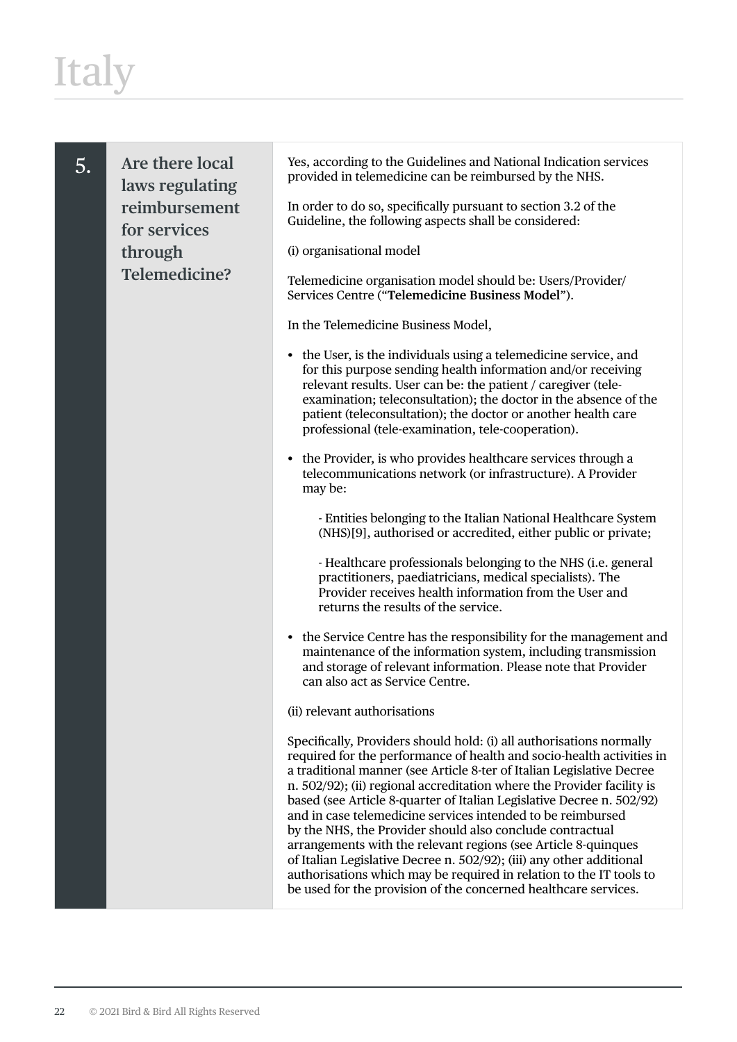# Italy

| 5. | Are there local laws regulating reimbursement for services through Telemedicine? | Yes, according to the Guidelines and National Indication services provided in telemedicine can be reimbursed by the NHS. <br><br> In order to do so, specifically pursuant to section 3.2 of the Guideline, the following aspects shall be considered: <br><br> (i) organisational model <br><br> Telemedicine organisation model should be: Users/Provider/ Services Centre ("**Telemedicine Business Model**"). <br><br> In the Telemedicine Business Model, <br><br> • the User, is the individuals using a telemedicine service, and for this purpose sending health information and/or receiving relevant results. User can be: the patient / caregiver (tele-examination; teleconsultation); the doctor in the absence of the patient (teleconsultation); the doctor or another health care professional (tele-examination, tele-cooperation). <br><br> • the Provider, is who provides healthcare services through a telecommunications network (or infrastructure). A Provider may be: <br><br> - Entities belonging to the Italian National Healthcare System (NHS)[9], authorised or accredited, either public or private; <br><br> - Healthcare professionals belonging to the NHS (i.e. general practitioners, paediatricians, medical specialists). The Provider receives health information from the User and returns the results of the service. <br><br> • the Service Centre has the responsibility for the management and maintenance of the information system, including transmission and storage of relevant information. Please note that Provider can also act as Service Centre. <br><br> (ii) relevant authorisations <br><br> Specifically, Providers should hold: (i) all authorisations normally required for the performance of health and socio-health activities in a traditional manner (see Article 8-ter of Italian Legislative Decree n. 502/92); (ii) regional accreditation where the Provider facility is based (see Article 8-quarter of Italian Legislative Decree n. 502/92) and in case telemedicine services intended to be reimbursed by the NHS, the Provider should also conclude contractual arrangements with the relevant regions (see Article 8-quinques of Italian Legislative Decree n. 502/92); (iii) any other additional authorisations which may be required in relation to the IT tools to be used for the provision of the concerned healthcare services. |
|---|---|---|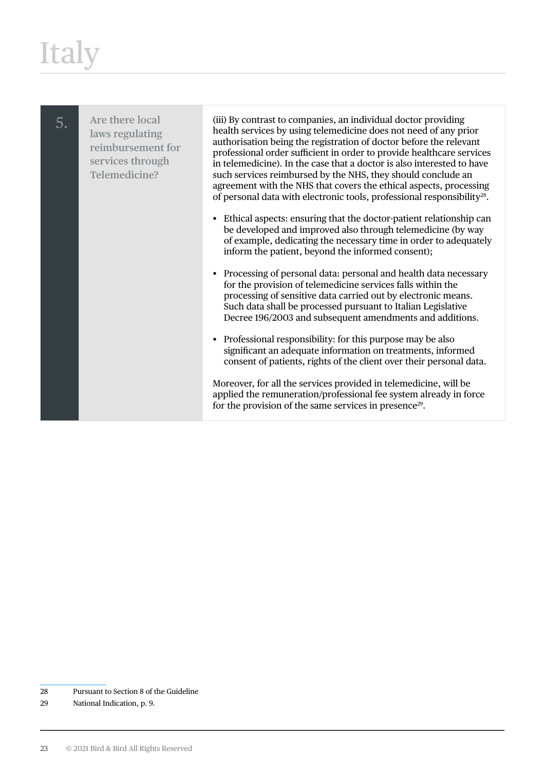# Italy

| 5. | Are there local laws regulating reimbursement for services through Telemedicine? | (iii) By contrast to companies, an individual doctor providing health services by using telemedicine does not need of any prior authorisation being the registration of doctor before the relevant professional order sufficient in order to provide healthcare services in telemedicine). In the case that a doctor is also interested to have such services reimbursed by the NHS, they should conclude an agreement with the NHS that covers the ethical aspects, processing of personal data with electronic tools, professional responsibility[28]. <br><br>• Ethical aspects: ensuring that the doctor-patient relationship can be developed and improved also through telemedicine (by way of example, dedicating the necessary time in order to adequately inform the patient, beyond the informed consent); <br><br>• Processing of personal data: personal and health data necessary for the provision of telemedicine services falls within the processing of sensitive data carried out by electronic means. Such data shall be processed pursuant to Italian Legislative Decree 196/2003 and subsequent amendments and additions. <br><br>• Professional responsibility: for this purpose may be also significant an adequate information on treatments, informed consent of patients, rights of the client over their personal data. <br><br>Moreover, for all the services provided in telemedicine, will be applied the remuneration/professional fee system already in force for the provision of the same services in presence[29]. |
|---|---|---|

28 Pursuant to Section 8 of the Guideline

29 National Indication, p. 9.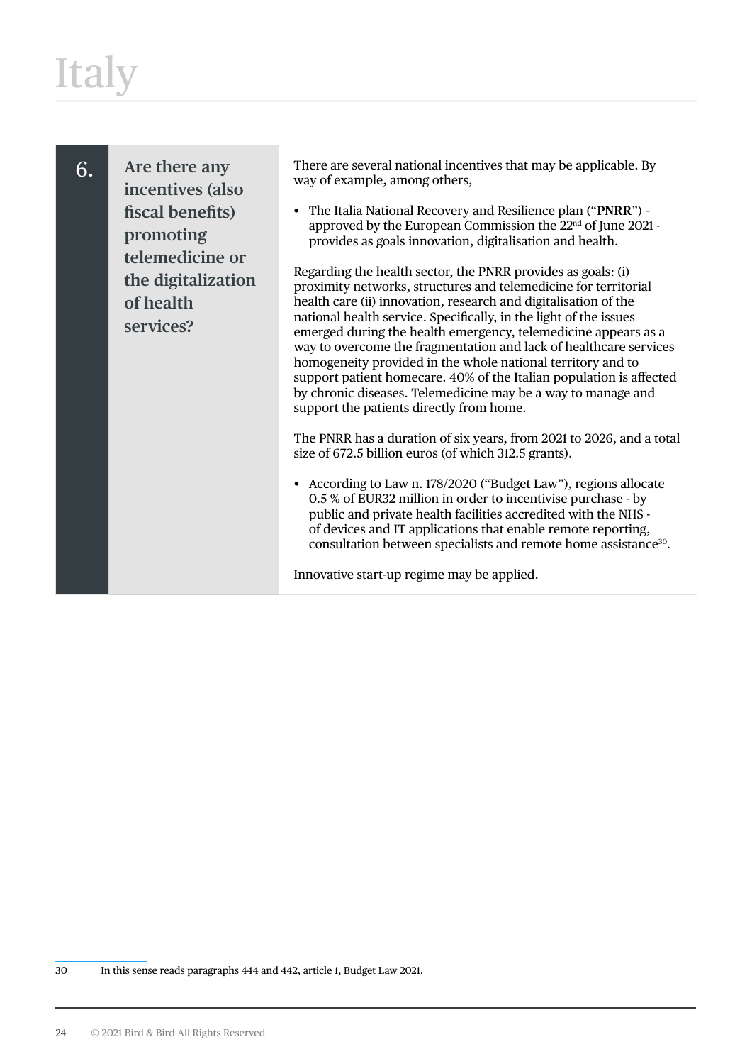# Italy

| 6. | Are there any incentives (also fiscal benefits) promoting telemedicine or the digitalization of health services? | There are several national incentives that may be applicable. By way of example, among others,<br><br>• The Italia National Recovery and Resilience plan ("**PNRR**") – approved by the European Commission the 22nd of June 2021 - provides as goals innovation, digitalisation and health.<br><br>Regarding the health sector, the PNRR provides as goals: (i) proximity networks, structures and telemedicine for territorial health care (ii) innovation, research and digitalisation of the national health service. Specifically, in the light of the issues emerged during the health emergency, telemedicine appears as a way to overcome the fragmentation and lack of healthcare services homogeneity provided in the whole national territory and to support patient homecare. 40% of the Italian population is affected by chronic diseases. Telemedicine may be a way to manage and support the patients directly from home.<br><br>The PNRR has a duration of six years, from 2021 to 2026, and a total size of 672.5 billion euros (of which 312.5 grants).<br><br>• According to Law n. 178/2020 ("Budget Law"), regions allocate 0.5 % of EUR32 million in order to incentivise purchase - by public and private health facilities accredited with the NHS - of devices and IT applications that enable remote reporting, consultation between specialists and remote home assistance[30].<br><br>Innovative start-up regime may be applied. |
|---|---|---|

30 In this sense reads paragraphs 444 and 442, article 1, Budget Law 2021.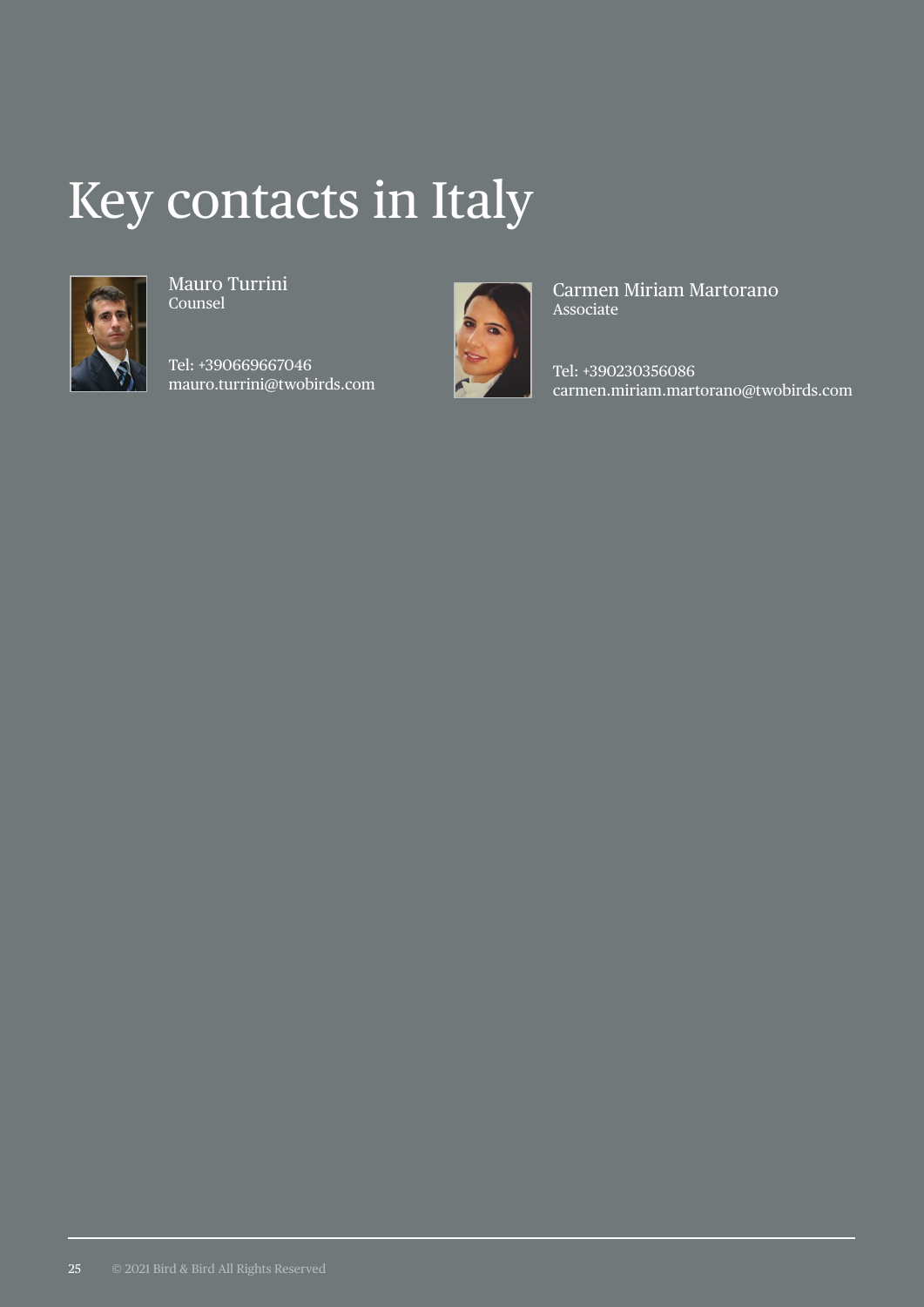# Key contacts in Italy

Mauro Turrini
Counsel

Tel: +390669667046
mauro.turrini@twobirds.com

Carmen Miriam Martorano
Associate

Tel: +390230356086
carmen.miriam.martorano@twobirds.com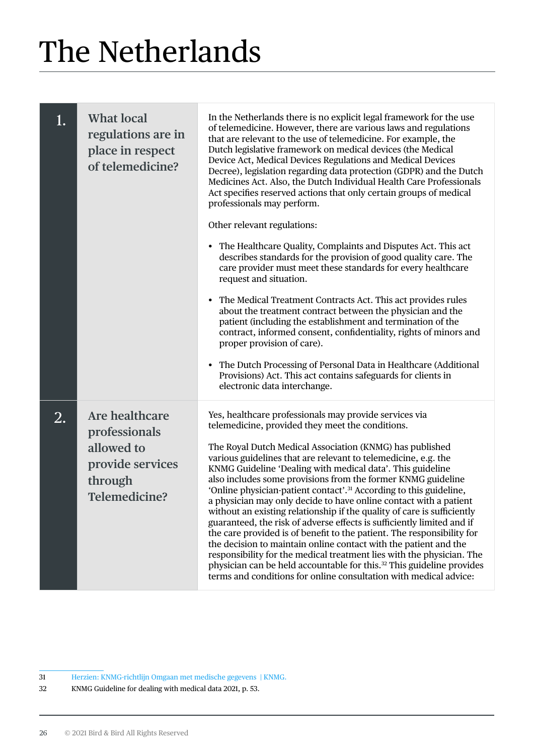# The Netherlands

| | | |
|---|---|---|
| 1. | What local regulations are in place in respect of telemedicine? | In the Netherlands there is no explicit legal framework for the use of telemedicine. However, there are various laws and regulations that are relevant to the use of telemedicine. For example, the Dutch legislative framework on medical devices (the Medical Device Act, Medical Devices Regulations and Medical Devices Decree), legislation regarding data protection (GDPR) and the Dutch Medicines Act. Also, the Dutch Individual Health Care Professionals Act specifies reserved actions that only certain groups of medical professionals may perform.<br><br>Other relevant regulations:<br><br>• The Healthcare Quality, Complaints and Disputes Act. This act describes standards for the provision of good quality care. The care provider must meet these standards for every healthcare request and situation.<br><br>• The Medical Treatment Contracts Act. This act provides rules about the treatment contract between the physician and the patient (including the establishment and termination of the contract, informed consent, confidentiality, rights of minors and proper provision of care).<br><br>• The Dutch Processing of Personal Data in Healthcare (Additional Provisions) Act. This act contains safeguards for clients in electronic data interchange. |
| 2. | Are healthcare professionals allowed to provide services through Telemedicine? | Yes, healthcare professionals may provide services via telemedicine, provided they meet the conditions.<br><br>The Royal Dutch Medical Association (KNMG) has published various guidelines that are relevant to telemedicine, e.g. the KNMG Guideline 'Dealing with medical data'. This guideline also includes some provisions from the former KNMG guideline 'Online physician-patient contact'.[31] According to this guideline, a physician may only decide to have online contact with a patient without an existing relationship if the quality of care is sufficiently guaranteed, the risk of adverse effects is sufficiently limited and if the care provided is of benefit to the patient. The responsibility for the decision to maintain online contact with the patient and the responsibility for the medical treatment lies with the physician. The physician can be held accountable for this.[32] This guideline provides terms and conditions for online consultation with medical advice: |

31 Herzien: KNMG-richtlijn Omgaan met medische gegevens | KNMG.

32 KNMG Guideline for dealing with medical data 2021, p. 53.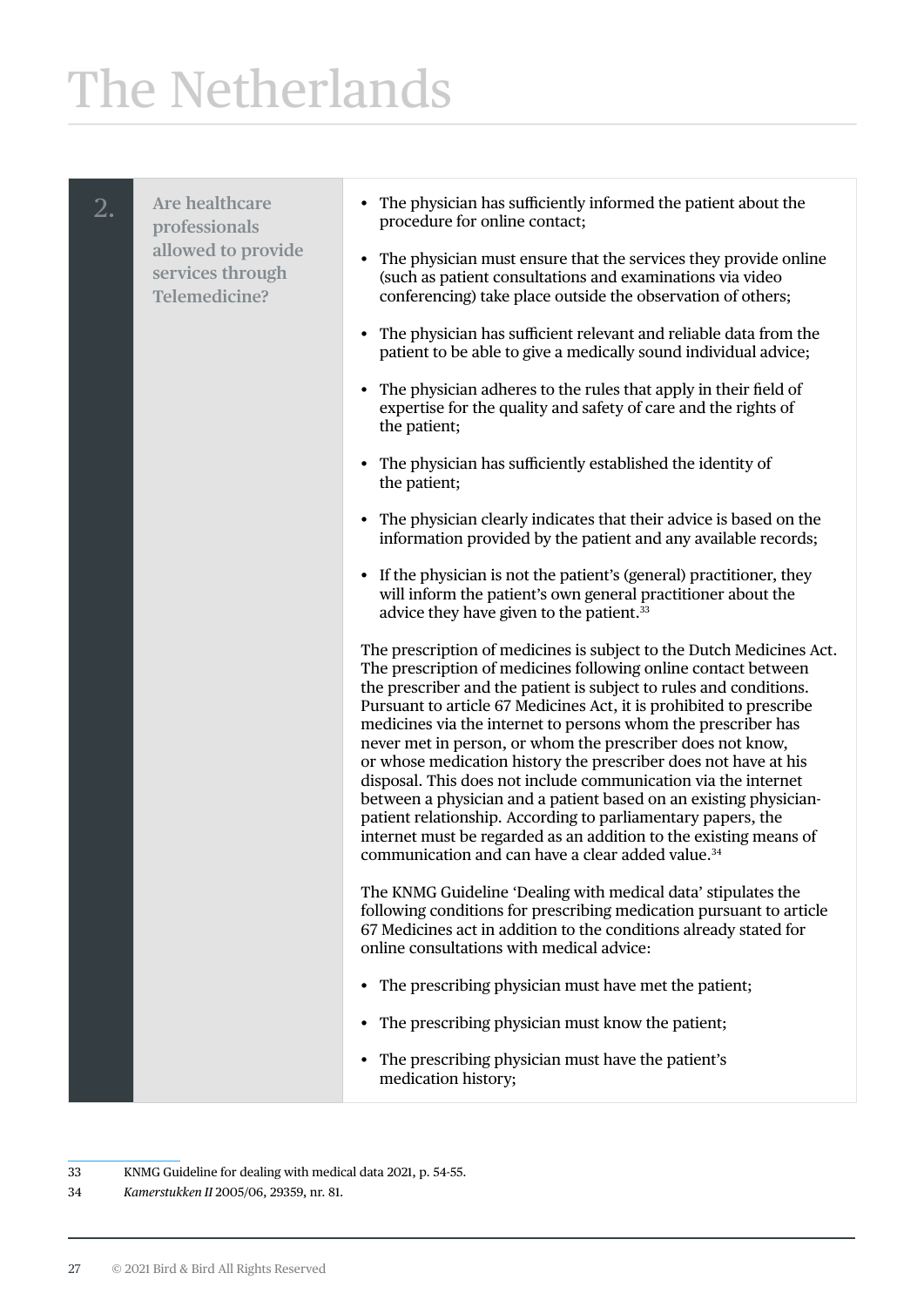# The Netherlands

| | | |
|---|---|---|
| 2. | **Are healthcare professionals allowed to provide services through Telemedicine?** | • The physician has sufficiently informed the patient about the procedure for online contact;<br><br>• The physician must ensure that the services they provide online (such as patient consultations and examinations via video conferencing) take place outside the observation of others;<br><br>• The physician has sufficient relevant and reliable data from the patient to be able to give a medically sound individual advice;<br><br>• The physician adheres to the rules that apply in their field of expertise for the quality and safety of care and the rights of the patient;<br><br>• The physician has sufficiently established the identity of the patient;<br><br>• The physician clearly indicates that their advice is based on the information provided by the patient and any available records;<br><br>• If the physician is not the patient's (general) practitioner, they will inform the patient's own general practitioner about the advice they have given to the patient.[33]<br><br>The prescription of medicines is subject to the Dutch Medicines Act. The prescription of medicines following online contact between the prescriber and the patient is subject to rules and conditions. Pursuant to article 67 Medicines Act, it is prohibited to prescribe medicines via the internet to persons whom the prescriber has never met in person, or whom the prescriber does not know, or whose medication history the prescriber does not have at his disposal. This does not include communication via the internet between a physician and a patient based on an existing physician-patient relationship. According to parliamentary papers, the internet must be regarded as an addition to the existing means of communication and can have a clear added value.[34]<br><br>The KNMG Guideline 'Dealing with medical data' stipulates the following conditions for prescribing medication pursuant to article 67 Medicines act in addition to the conditions already stated for online consultations with medical advice:<br><br>• The prescribing physician must have met the patient;<br><br>• The prescribing physician must know the patient;<br><br>• The prescribing physician must have the patient's medication history; |

33 KNMG Guideline for dealing with medical data 2021, p. 54-55.

34 *Kamerstukken II* 2005/06, 29359, nr. 81.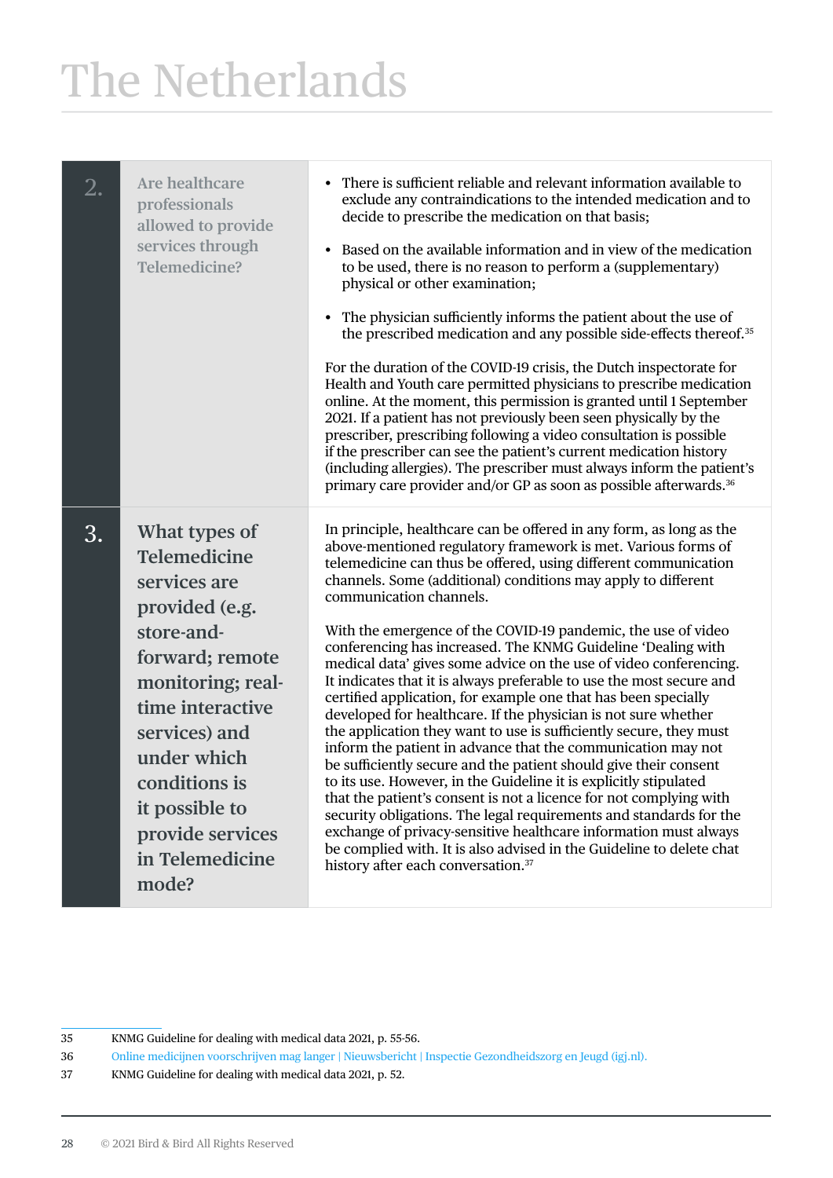# The Netherlands

| | | |
|---|---|---|
| 2. | Are healthcare professionals allowed to provide services through Telemedicine? | • There is sufficient reliable and relevant information available to exclude any contraindications to the intended medication and to decide to prescribe the medication on that basis;<br><br>• Based on the available information and in view of the medication to be used, there is no reason to perform a (supplementary) physical or other examination;<br><br>• The physician sufficiently informs the patient about the use of the prescribed medication and any possible side-effects thereof.[35]<br><br>For the duration of the COVID-19 crisis, the Dutch inspectorate for Health and Youth care permitted physicians to prescribe medication online. At the moment, this permission is granted until 1 September 2021. If a patient has not previously been seen physically by the prescriber, prescribing following a video consultation is possible if the prescriber can see the patient's current medication history (including allergies). The prescriber must always inform the patient's primary care provider and/or GP as soon as possible afterwards.[36] |
| 3. | What types of Telemedicine services are provided (e.g. store-and-forward; remote monitoring; real-time interactive services) and under which conditions is it possible to provide services in Telemedicine mode? | In principle, healthcare can be offered in any form, as long as the above-mentioned regulatory framework is met. Various forms of telemedicine can thus be offered, using different communication channels. Some (additional) conditions may apply to different communication channels.<br><br>With the emergence of the COVID-19 pandemic, the use of video conferencing has increased. The KNMG Guideline 'Dealing with medical data' gives some advice on the use of video conferencing. It indicates that it is always preferable to use the most secure and certified application, for example one that has been specially developed for healthcare. If the physician is not sure whether the application they want to use is sufficiently secure, they must inform the patient in advance that the communication may not be sufficiently secure and the patient should give their consent to its use. However, in the Guideline it is explicitly stipulated that the patient's consent is not a licence for not complying with security obligations. The legal requirements and standards for the exchange of privacy-sensitive healthcare information must always be complied with. It is also advised in the Guideline to delete chat history after each conversation.[37] |

35 KNMG Guideline for dealing with medical data 2021, p. 55-56.

36 Online medicijnen voorschrijven mag langer | Nieuwsbericht | Inspectie Gezondheidszorg en Jeugd (igj.nl).

37 KNMG Guideline for dealing with medical data 2021, p. 52.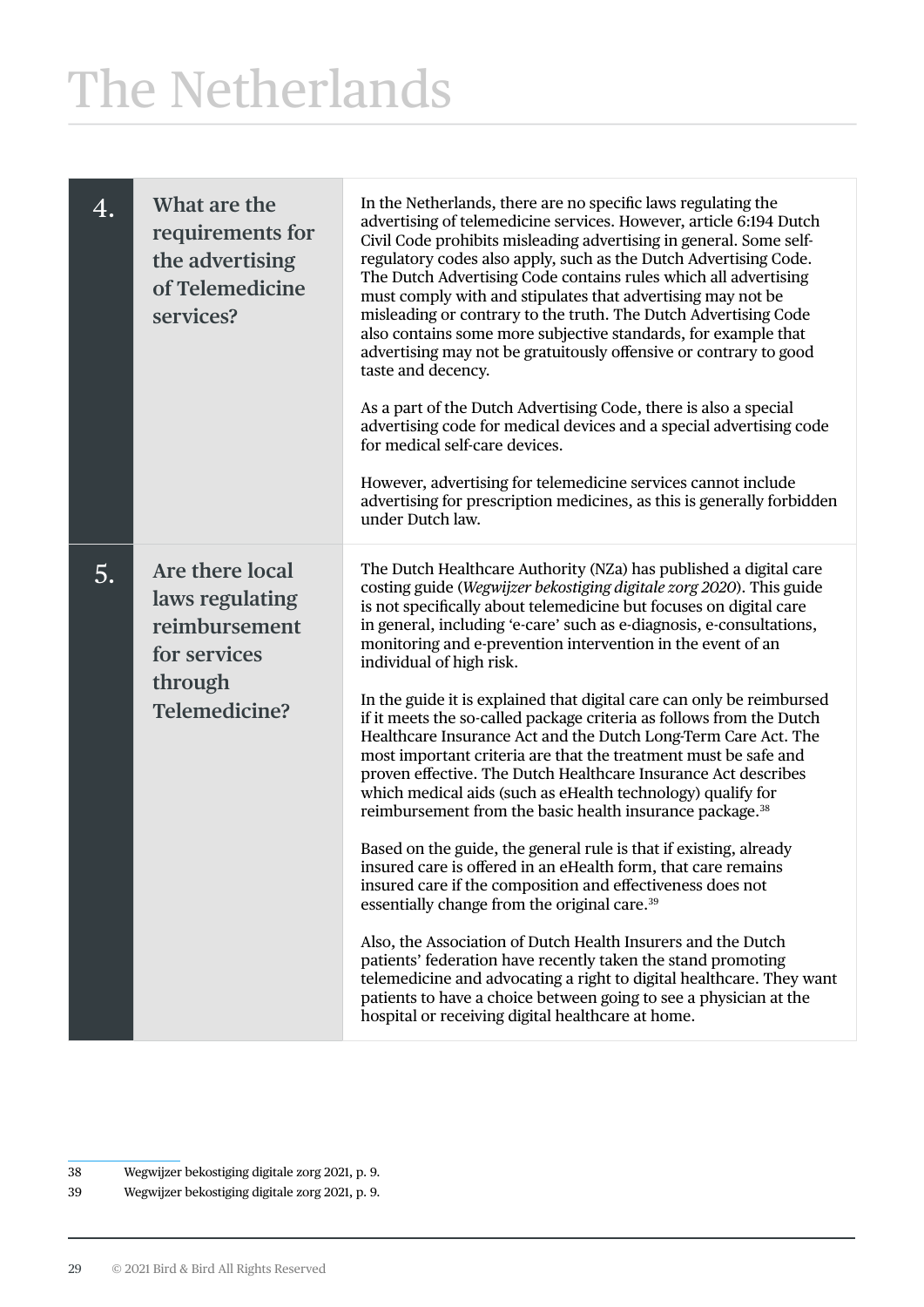# The Netherlands

| | | |
|---|---|---|
| 4. | **What are the requirements for the advertising of Telemedicine services?** | In the Netherlands, there are no specific laws regulating the advertising of telemedicine services. However, article 6:194 Dutch Civil Code prohibits misleading advertising in general. Some self-regulatory codes also apply, such as the Dutch Advertising Code. The Dutch Advertising Code contains rules which all advertising must comply with and stipulates that advertising may not be misleading or contrary to the truth. The Dutch Advertising Code also contains some more subjective standards, for example that advertising may not be gratuitously offensive or contrary to good taste and decency.<br><br>As a part of the Dutch Advertising Code, there is also a special advertising code for medical devices and a special advertising code for medical self-care devices.<br><br>However, advertising for telemedicine services cannot include advertising for prescription medicines, as this is generally forbidden under Dutch law. |
| 5. | **Are there local laws regulating reimbursement for services through Telemedicine?** | The Dutch Healthcare Authority (NZa) has published a digital care costing guide (*Wegwijzer bekostiging digitale zorg 2020*). This guide is not specifically about telemedicine but focuses on digital care in general, including 'e-care' such as e-diagnosis, e-consultations, monitoring and e-prevention intervention in the event of an individual of high risk.<br><br>In the guide it is explained that digital care can only be reimbursed if it meets the so-called package criteria as follows from the Dutch Healthcare Insurance Act and the Dutch Long-Term Care Act. The most important criteria are that the treatment must be safe and proven effective. The Dutch Healthcare Insurance Act describes which medical aids (such as eHealth technology) qualify for reimbursement from the basic health insurance package.[38]<br><br>Based on the guide, the general rule is that if existing, already insured care is offered in an eHealth form, that care remains insured care if the composition and effectiveness does not essentially change from the original care.[39]<br><br>Also, the Association of Dutch Health Insurers and the Dutch patients' federation have recently taken the stand promoting telemedicine and advocating a right to digital healthcare. They want patients to have a choice between going to see a physician at the hospital or receiving digital healthcare at home. |

38 Wegwijzer bekostiging digitale zorg 2021, p. 9.

39 Wegwijzer bekostiging digitale zorg 2021, p. 9.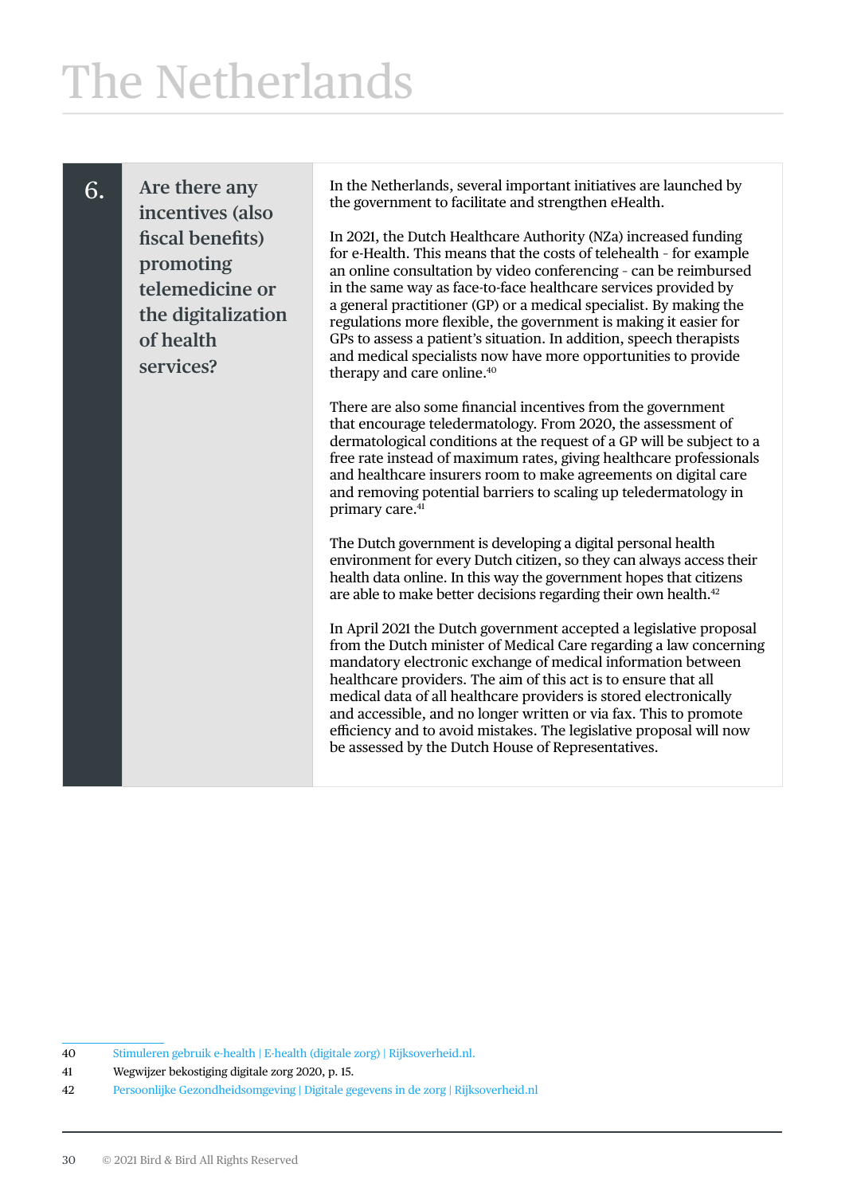# The Netherlands

## 6. Are there any incentives (also fiscal benefits) promoting telemedicine or the digitalization of health services?

In the Netherlands, several important initiatives are launched by the government to facilitate and strengthen eHealth.

In 2021, the Dutch Healthcare Authority (NZa) increased funding for e-Health. This means that the costs of telehealth - for example an online consultation by video conferencing - can be reimbursed in the same way as face-to-face healthcare services provided by a general practitioner (GP) or a medical specialist. By making the regulations more flexible, the government is making it easier for GPs to assess a patient's situation. In addition, speech therapists and medical specialists now have more opportunities to provide therapy and care online.[40]

There are also some financial incentives from the government that encourage teledermatology. From 2020, the assessment of dermatological conditions at the request of a GP will be subject to a free rate instead of maximum rates, giving healthcare professionals and healthcare insurers room to make agreements on digital care and removing potential barriers to scaling up teledermatology in primary care.[41]

The Dutch government is developing a digital personal health environment for every Dutch citizen, so they can always access their health data online. In this way the government hopes that citizens are able to make better decisions regarding their own health.[42]

In April 2021 the Dutch government accepted a legislative proposal from the Dutch minister of Medical Care regarding a law concerning mandatory electronic exchange of medical information between healthcare providers. The aim of this act is to ensure that all medical data of all healthcare providers is stored electronically and accessible, and no longer written or via fax. This to promote efficiency and to avoid mistakes. The legislative proposal will now be assessed by the Dutch House of Representatives.

---

40 Stimuleren gebruik e-health | E-health (digitale zorg) | Rijksoverheid.nl.

41 Wegwijzer bekostiging digitale zorg 2020, p. 15.

42 Persoonlijke Gezondheidsomgeving | Digitale gegevens in de zorg | Rijksoverheid.nl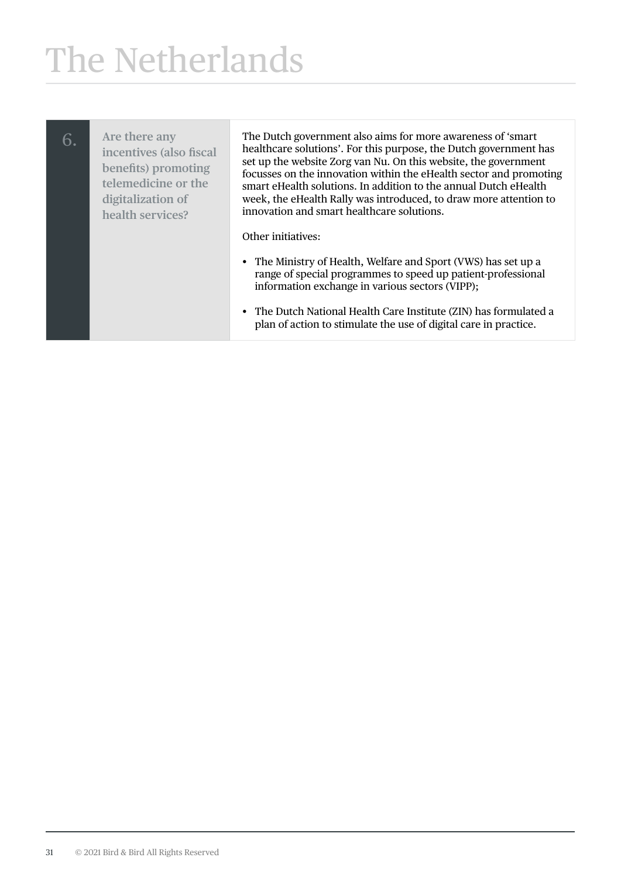# The Netherlands

| 6. | Are there any incentives (also fiscal benefits) promoting telemedicine or the digitalization of health services? | The Dutch government also aims for more awareness of 'smart healthcare solutions'. For this purpose, the Dutch government has set up the website Zorg van Nu. On this website, the government focusses on the innovation within the eHealth sector and promoting smart eHealth solutions. In addition to the annual Dutch eHealth week, the eHealth Rally was introduced, to draw more attention to innovation and smart healthcare solutions.<br><br>Other initiatives:<br><br>• The Ministry of Health, Welfare and Sport (VWS) has set up a range of special programmes to speed up patient-professional information exchange in various sectors (VIPP);<br><br>• The Dutch National Health Care Institute (ZIN) has formulated a plan of action to stimulate the use of digital care in practice. |
|---|---|---|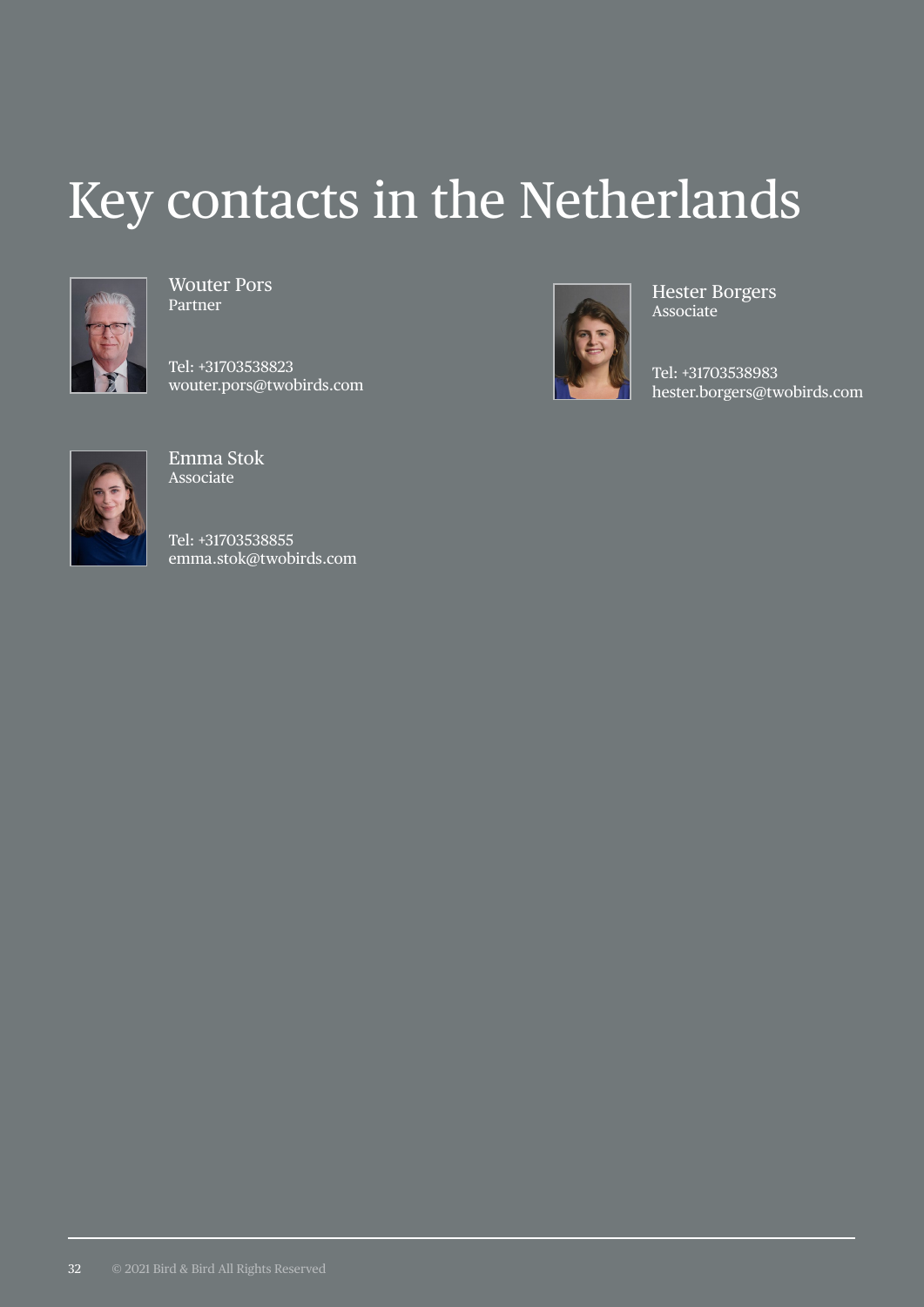# Key contacts in the Netherlands

Wouter Pors
Partner

Tel: +31703538823
wouter.pors@twobirds.com

Hester Borgers
Associate

Tel: +31703538983
hester.borgers@twobirds.com

Emma Stok
Associate

Tel: +31703538855
emma.stok@twobirds.com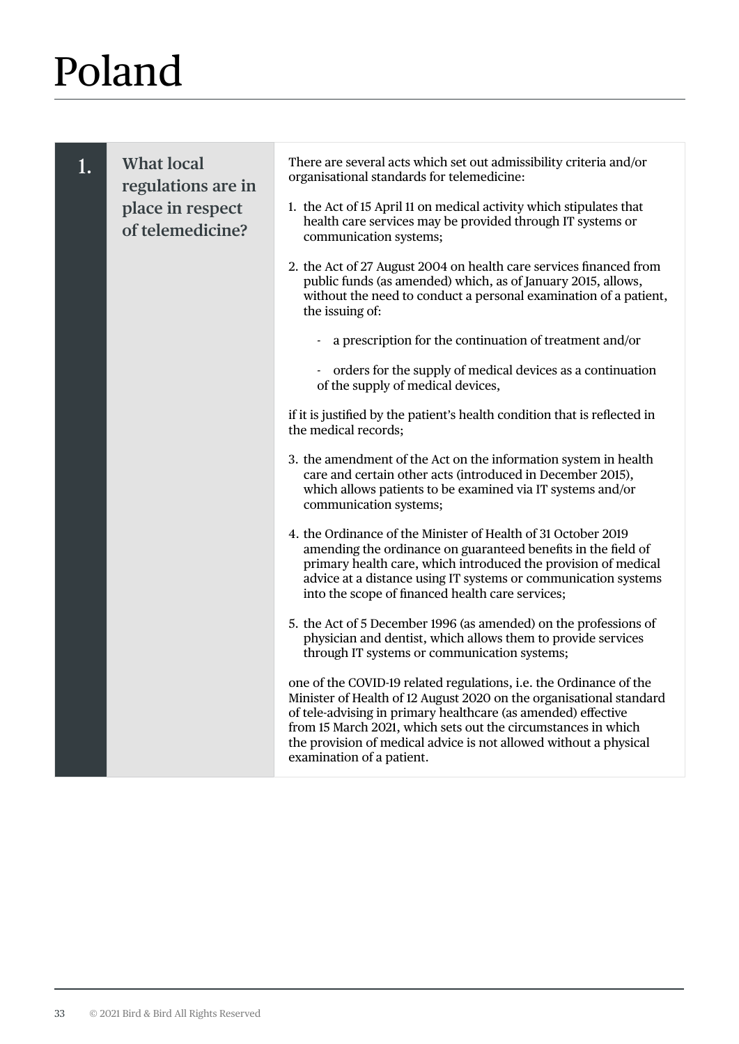# Poland

## 1. What local regulations are in place in respect of telemedicine?

There are several acts which set out admissibility criteria and/or organisational standards for telemedicine:

1. the Act of 15 April 11 on medical activity which stipulates that health care services may be provided through IT systems or communication systems;

2. the Act of 27 August 2004 on health care services financed from public funds (as amended) which, as of January 2015, allows, without the need to conduct a personal examination of a patient, the issuing of:

   - a prescription for the continuation of treatment and/or

   - orders for the supply of medical devices as a continuation of the supply of medical devices,

if it is justified by the patient's health condition that is reflected in the medical records;

3. the amendment of the Act on the information system in health care and certain other acts (introduced in December 2015), which allows patients to be examined via IT systems and/or communication systems;

4. the Ordinance of the Minister of Health of 31 October 2019 amending the ordinance on guaranteed benefits in the field of primary health care, which introduced the provision of medical advice at a distance using IT systems or communication systems into the scope of financed health care services;

5. the Act of 5 December 1996 (as amended) on the professions of physician and dentist, which allows them to provide services through IT systems or communication systems;

one of the COVID-19 related regulations, i.e. the Ordinance of the Minister of Health of 12 August 2020 on the organisational standard of tele-advising in primary healthcare (as amended) effective from 15 March 2021, which sets out the circumstances in which the provision of medical advice is not allowed without a physical examination of a patient.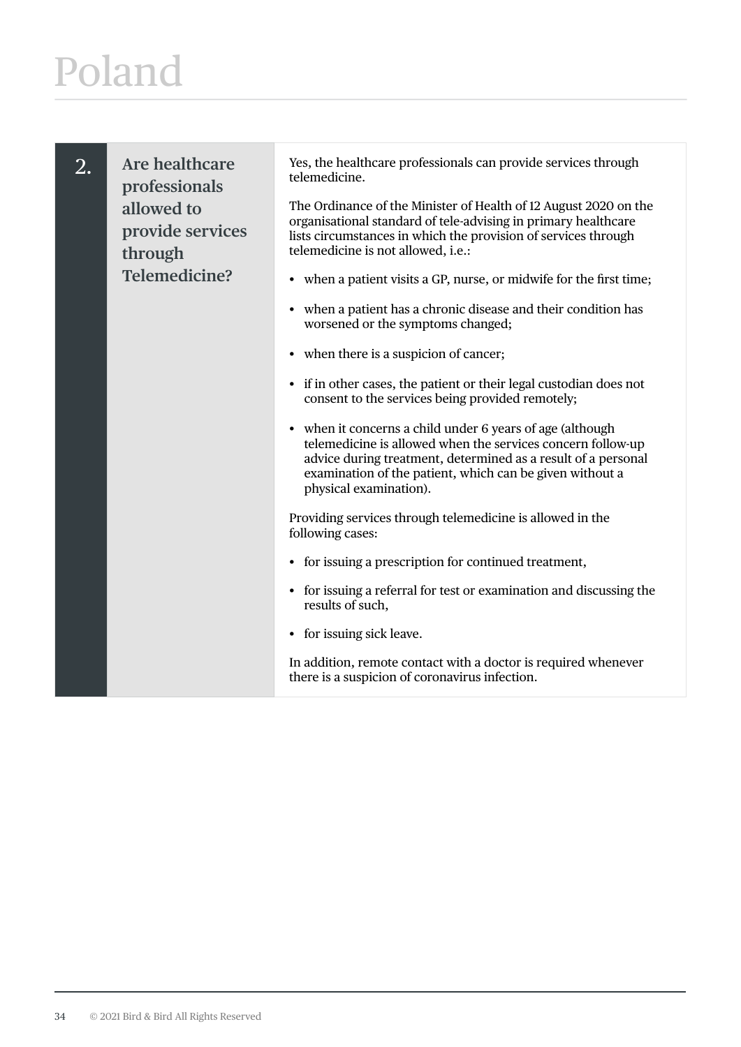# Poland

## 2. Are healthcare professionals allowed to provide services through Telemedicine?

Yes, the healthcare professionals can provide services through telemedicine.

The Ordinance of the Minister of Health of 12 August 2020 on the organisational standard of tele-advising in primary healthcare lists circumstances in which the provision of services through telemedicine is not allowed, i.e.:

- when a patient visits a GP, nurse, or midwife for the first time;
- when a patient has a chronic disease and their condition has worsened or the symptoms changed;
- when there is a suspicion of cancer;
- if in other cases, the patient or their legal custodian does not consent to the services being provided remotely;
- when it concerns a child under 6 years of age (although telemedicine is allowed when the services concern follow-up advice during treatment, determined as a result of a personal examination of the patient, which can be given without a physical examination).

Providing services through telemedicine is allowed in the following cases:

- for issuing a prescription for continued treatment,
- for issuing a referral for test or examination and discussing the results of such,
- for issuing sick leave.

In addition, remote contact with a doctor is required whenever there is a suspicion of coronavirus infection.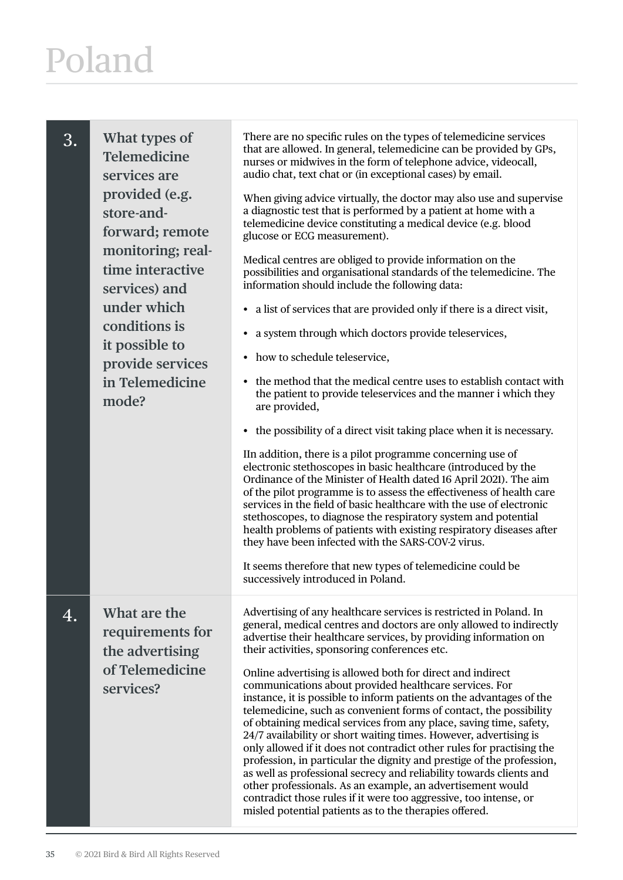# Poland

| | | |
|---|---|---|
| 3. | **What types of Telemedicine services are provided (e.g. store-and-forward; remote monitoring; real-time interactive services) and under which conditions is it possible to provide services in Telemedicine mode?** | There are no specific rules on the types of telemedicine services that are allowed. In general, telemedicine can be provided by GPs, nurses or midwives in the form of telephone advice, videocall, audio chat, text chat or (in exceptional cases) by email.<br><br>When giving advice virtually, the doctor may also use and supervise a diagnostic test that is performed by a patient at home with a telemedicine device constituting a medical device (e.g. blood glucose or ECG measurement).<br><br>Medical centres are obliged to provide information on the possibilities and organisational standards of the telemedicine. The information should include the following data:<br><br>• a list of services that are provided only if there is a direct visit,<br>• a system through which doctors provide teleservices,<br>• how to schedule teleservice,<br>• the method that the medical centre uses to establish contact with the patient to provide teleservices and the manner i which they are provided,<br>• the possibility of a direct visit taking place when it is necessary.<br><br>IIn addition, there is a pilot programme concerning use of electronic stethoscopes in basic healthcare (introduced by the Ordinance of the Minister of Health dated 16 April 2021). The aim of the pilot programme is to assess the effectiveness of health care services in the field of basic healthcare with the use of electronic stethoscopes, to diagnose the respiratory system and potential health problems of patients with existing respiratory diseases after they have been infected with the SARS-COV-2 virus.<br><br>It seems therefore that new types of telemedicine could be successively introduced in Poland. |
| 4. | **What are the requirements for the advertising of Telemedicine services?** | Advertising of any healthcare services is restricted in Poland. In general, medical centres and doctors are only allowed to indirectly advertise their healthcare services, by providing information on their activities, sponsoring conferences etc.<br><br>Online advertising is allowed both for direct and indirect communications about provided healthcare services. For instance, it is possible to inform patients on the advantages of the telemedicine, such as convenient forms of contact, the possibility of obtaining medical services from any place, saving time, safety, 24/7 availability or short waiting times. However, advertising is only allowed if it does not contradict other rules for practising the profession, in particular the dignity and prestige of the profession, as well as professional secrecy and reliability towards clients and other professionals. As an example, an advertisement would contradict those rules if it were too aggressive, too intense, or misled potential patients as to the therapies offered. |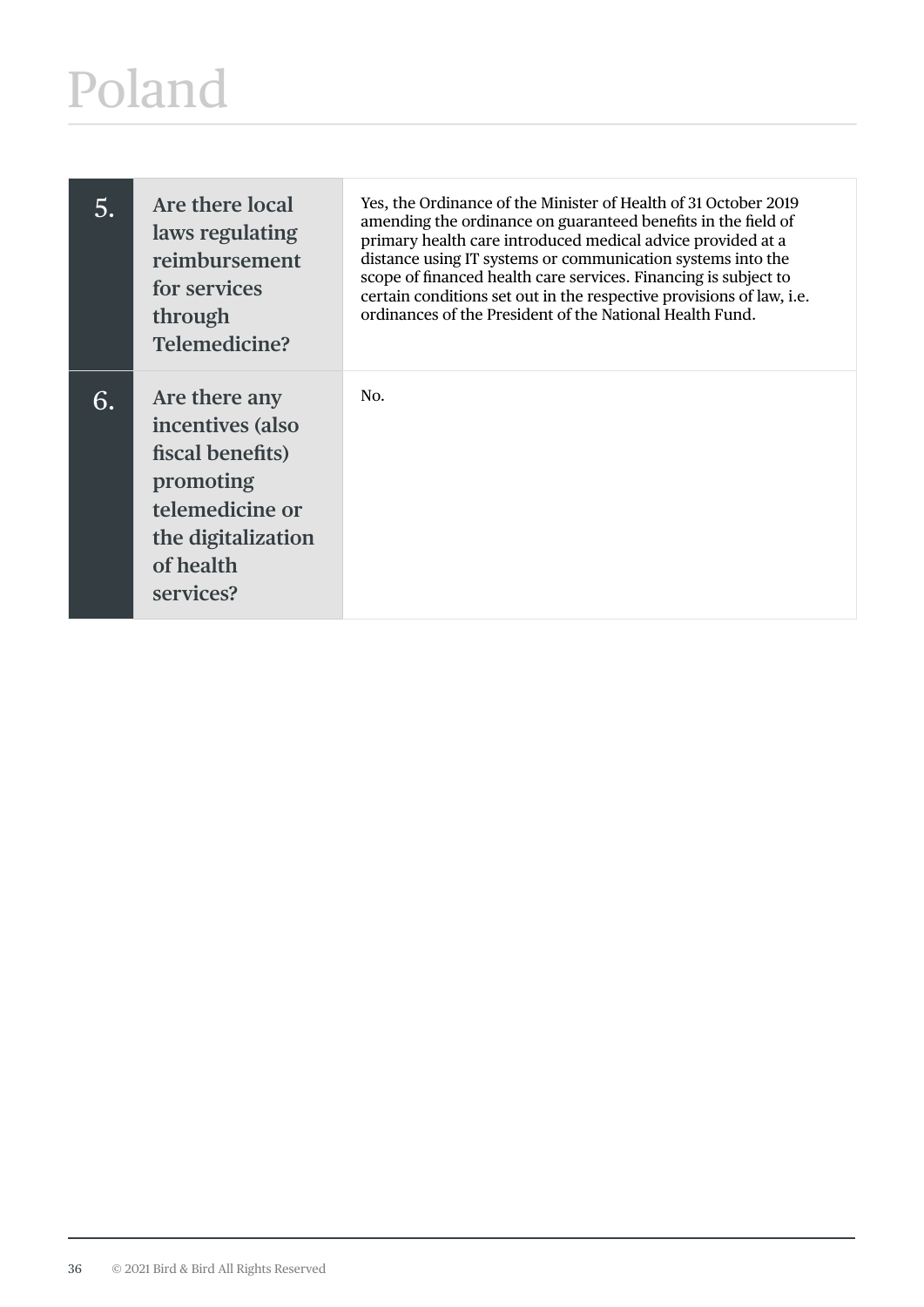# Poland

| | | |
|---|---|---|
| 5. | **Are there local laws regulating reimbursement for services through Telemedicine?** | Yes, the Ordinance of the Minister of Health of 31 October 2019 amending the ordinance on guaranteed benefits in the field of primary health care introduced medical advice provided at a distance using IT systems or communication systems into the scope of financed health care services. Financing is subject to certain conditions set out in the respective provisions of law, i.e. ordinances of the President of the National Health Fund. |
| 6. | **Are there any incentives (also fiscal benefits) promoting telemedicine or the digitalization of health services?** | No. |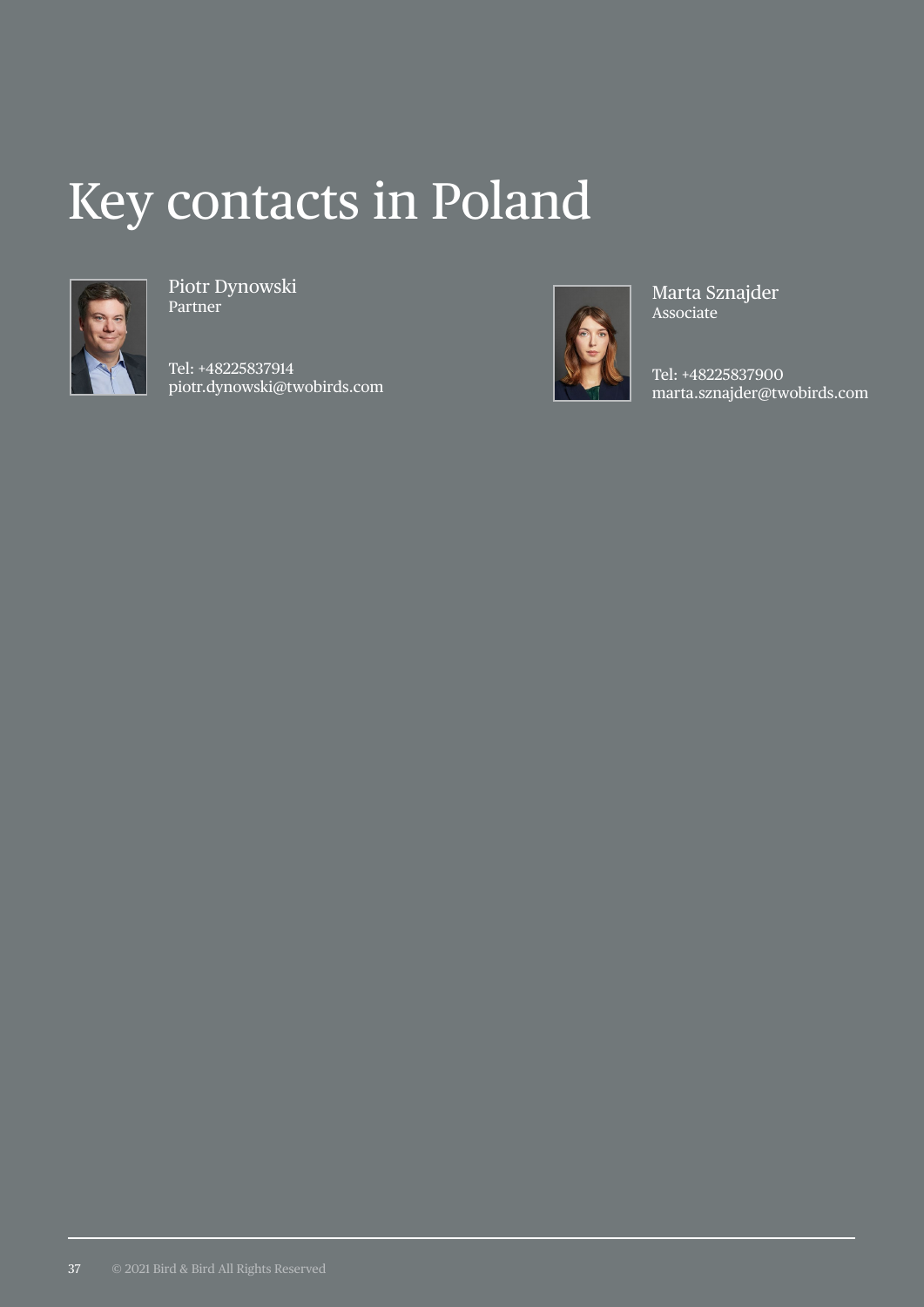# Key contacts in Poland

Piotr Dynowski
Partner

Tel: +48225837914
piotr.dynowski@twobirds.com

Marta Sznajder
Associate

Tel: +48225837900
marta.sznajder@twobirds.com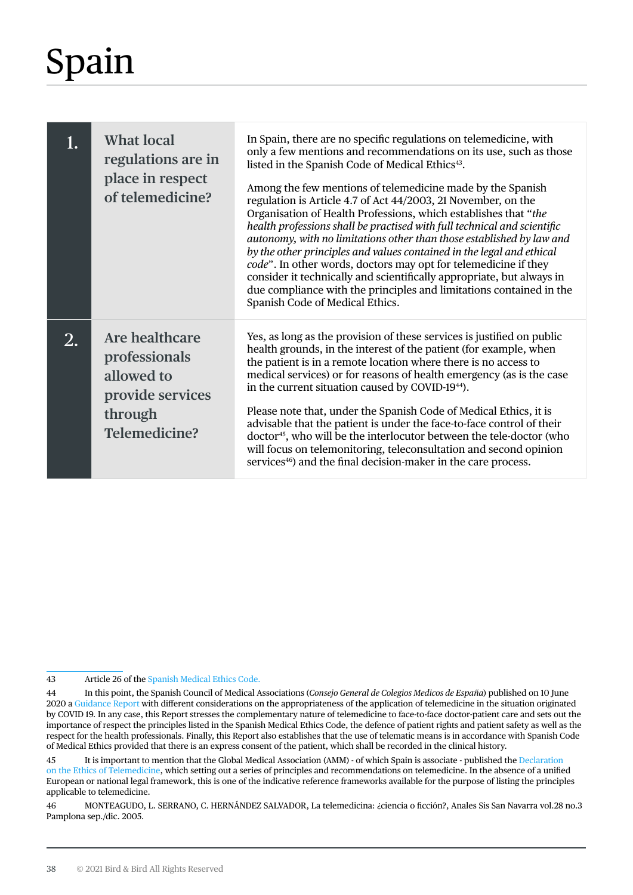# Spain

| | | |
|---|---|---|
| **1.** | **What local regulations are in place in respect of telemedicine?** | In Spain, there are no specific regulations on telemedicine, with only a few mentions and recommendations on its use, such as those listed in the Spanish Code of Medical Ethics[43].<br><br>Among the few mentions of telemedicine made by the Spanish regulation is Article 4.7 of Act 44/2003, 21 November, on the Organisation of Health Professions, which establishes that "*the health professions shall be practised with full technical and scientific autonomy, with no limitations other than those established by law and by the other principles and values contained in the legal and ethical code*". In other words, doctors may opt for telemedicine if they consider it technically and scientifically appropriate, but always in due compliance with the principles and limitations contained in the Spanish Code of Medical Ethics. |
| **2.** | **Are healthcare professionals allowed to provide services through Telemedicine?** | Yes, as long as the provision of these services is justified on public health grounds, in the interest of the patient (for example, when the patient is in a remote location where there is no access to medical services) or for reasons of health emergency (as is the case in the current situation caused by COVID-19[44]).<br><br>Please note that, under the Spanish Code of Medical Ethics, it is advisable that the patient is under the face-to-face control of their doctor[45], who will be the interlocutor between the tele-doctor (who will focus on telemonitoring, teleconsultation and second opinion services[46]) and the final decision-maker in the care process. |

43 Article 26 of the Spanish Medical Ethics Code.

44 In this point, the Spanish Council of Medical Associations (*Consejo General de Colegios Medicos de España*) published on 10 June 2020 a Guidance Report with different considerations on the appropriateness of the application of telemedicine in the situation originated by COVID 19. In any case, this Report stresses the complementary nature of telemedicine to face-to-face doctor-patient care and sets out the importance of respect the principles listed in the Spanish Medical Ethics Code, the defence of patient rights and patient safety as well as the respect for the health professionals. Finally, this Report also establishes that the use of telematic means is in accordance with Spanish Code of Medical Ethics provided that there is an express consent of the patient, which shall be recorded in the clinical history.

45 It is important to mention that the Global Medical Association (AMM) - of which Spain is associate - published the Declaration on the Ethics of Telemedicine, which setting out a series of principles and recommendations on telemedicine. In the absence of a unified European or national legal framework, this is one of the indicative reference frameworks available for the purpose of listing the principles applicable to telemedicine.

46 MONTEAGUDO, L. SERRANO, C. HERNÁNDEZ SALVADOR, La telemedicina: ¿ciencia o ficción?, Anales Sis San Navarra vol.28 no.3 Pamplona sep./dic. 2005.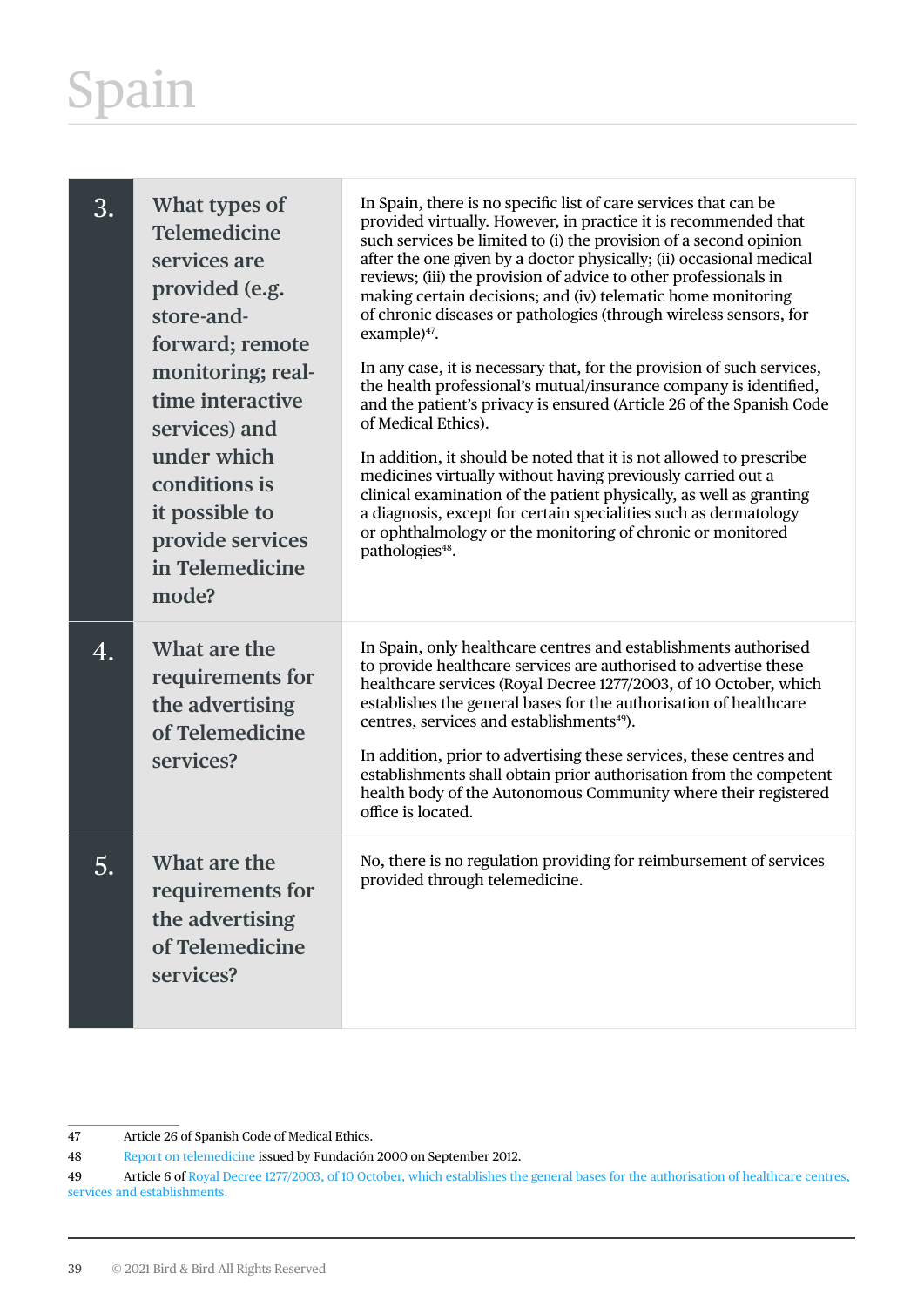# Spain

| | | |
|---|---|---|
| **3.** | **What types of Telemedicine services are provided (e.g. store-and-forward; remote monitoring; real-time interactive services) and under which conditions is it possible to provide services in Telemedicine mode?** | In Spain, there is no specific list of care services that can be provided virtually. However, in practice it is recommended that such services be limited to (i) the provision of a second opinion after the one given by a doctor physically; (ii) occasional medical reviews; (iii) the provision of advice to other professionals in making certain decisions; and (iv) telematic home monitoring of chronic diseases or pathologies (through wireless sensors, for example)[47].<br><br>In any case, it is necessary that, for the provision of such services, the health professional's mutual/insurance company is identified, and the patient's privacy is ensured (Article 26 of the Spanish Code of Medical Ethics).<br><br>In addition, it should be noted that it is not allowed to prescribe medicines virtually without having previously carried out a clinical examination of the patient physically, as well as granting a diagnosis, except for certain specialities such as dermatology or ophthalmology or the monitoring of chronic or monitored pathologies[48]. |
| **4.** | **What are the requirements for the advertising of Telemedicine services?** | In Spain, only healthcare centres and establishments authorised to provide healthcare services are authorised to advertise these healthcare services (Royal Decree 1277/2003, of 10 October, which establishes the general bases for the authorisation of healthcare centres, services and establishments[49]).<br><br>In addition, prior to advertising these services, these centres and establishments shall obtain prior authorisation from the competent health body of the Autonomous Community where their registered office is located. |
| **5.** | **What are the requirements for the advertising of Telemedicine services?** | No, there is no regulation providing for reimbursement of services provided through telemedicine. |

47 Article 26 of Spanish Code of Medical Ethics.

48 Report on telemedicine issued by Fundación 2000 on September 2012.

49 Article 6 of Royal Decree 1277/2003, of 10 October, which establishes the general bases for the authorisation of healthcare centres, services and establishments.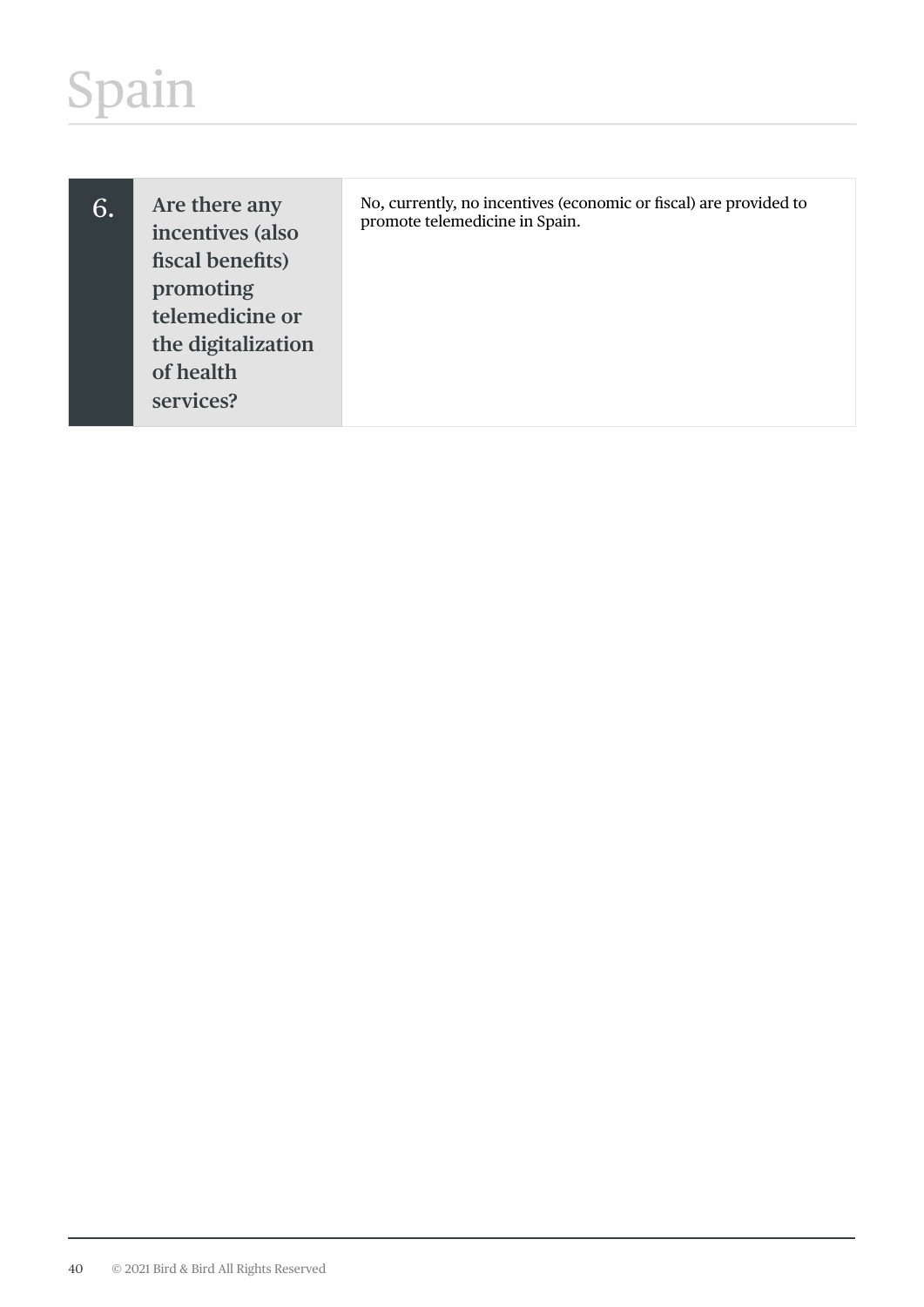# Spain

| | | |
|---|---|---|
| 6. | **Are there any incentives (also fiscal benefits) promoting telemedicine or the digitalization of health services?** | No, currently, no incentives (economic or fiscal) are provided to promote telemedicine in Spain. |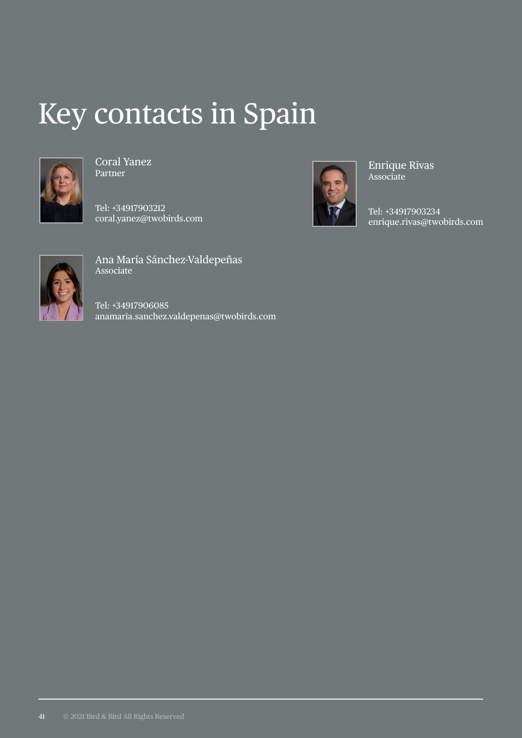# Key contacts in Spain

Coral Yanez
Partner

Tel: +34917903212
coral.yanez@twobirds.com

Enrique Rivas
Associate

Tel: +34917903234
enrique.rivas@twobirds.com

Ana María Sánchez-Valdepeñas
Associate

Tel: +34917906085
anamaria.sanchez.valdepenas@twobirds.com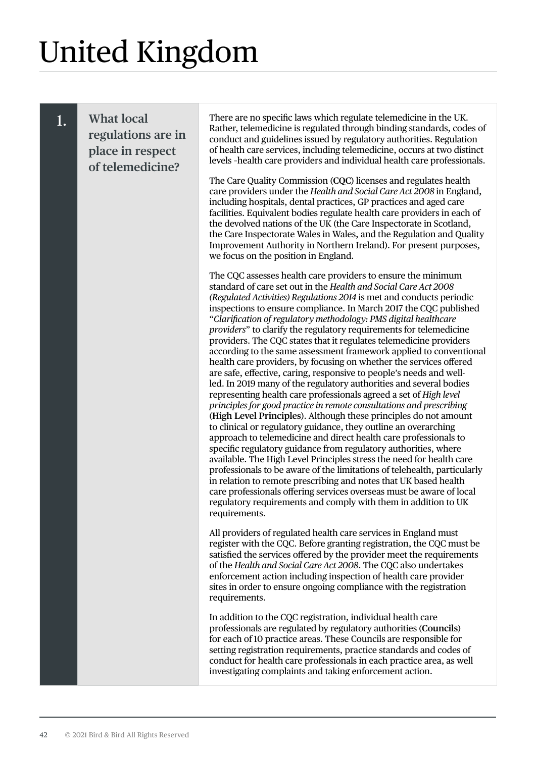# United Kingdom

## 1. What local regulations are in place in respect of telemedicine?

There are no specific laws which regulate telemedicine in the UK. Rather, telemedicine is regulated through binding standards, codes of conduct and guidelines issued by regulatory authorities. Regulation of health care services, including telemedicine, occurs at two distinct levels -health care providers and individual health care professionals.

The Care Quality Commission (**CQC**) licenses and regulates health care providers under the *Health and Social Care Act 2008* in England, including hospitals, dental practices, GP practices and aged care facilities. Equivalent bodies regulate health care providers in each of the devolved nations of the UK (the Care Inspectorate in Scotland, the Care Inspectorate Wales in Wales, and the Regulation and Quality Improvement Authority in Northern Ireland). For present purposes, we focus on the position in England.

The CQC assesses health care providers to ensure the minimum standard of care set out in the *Health and Social Care Act 2008 (Regulated Activities) Regulations 2014* is met and conducts periodic inspections to ensure compliance. In March 2017 the CQC published "*Clarification of regulatory methodology: PMS digital healthcare providers*" to clarify the regulatory requirements for telemedicine providers. The CQC states that it regulates telemedicine providers according to the same assessment framework applied to conventional health care providers, by focusing on whether the services offered are safe, effective, caring, responsive to people's needs and well-led. In 2019 many of the regulatory authorities and several bodies representing health care professionals agreed a set of *High level principles for good practice in remote consultations and prescribing* (**High Level Principles**). Although these principles do not amount to clinical or regulatory guidance, they outline an overarching approach to telemedicine and direct health care professionals to specific regulatory guidance from regulatory authorities, where available. The High Level Principles stress the need for health care professionals to be aware of the limitations of telehealth, particularly in relation to remote prescribing and notes that UK based health care professionals offering services overseas must be aware of local regulatory requirements and comply with them in addition to UK requirements.

All providers of regulated health care services in England must register with the CQC. Before granting registration, the CQC must be satisfied the services offered by the provider meet the requirements of the *Health and Social Care Act 2008*. The CQC also undertakes enforcement action including inspection of health care provider sites in order to ensure ongoing compliance with the registration requirements.

In addition to the CQC registration, individual health care professionals are regulated by regulatory authorities (**Councils**) for each of 10 practice areas. These Councils are responsible for setting registration requirements, practice standards and codes of conduct for health care professionals in each practice area, as well investigating complaints and taking enforcement action.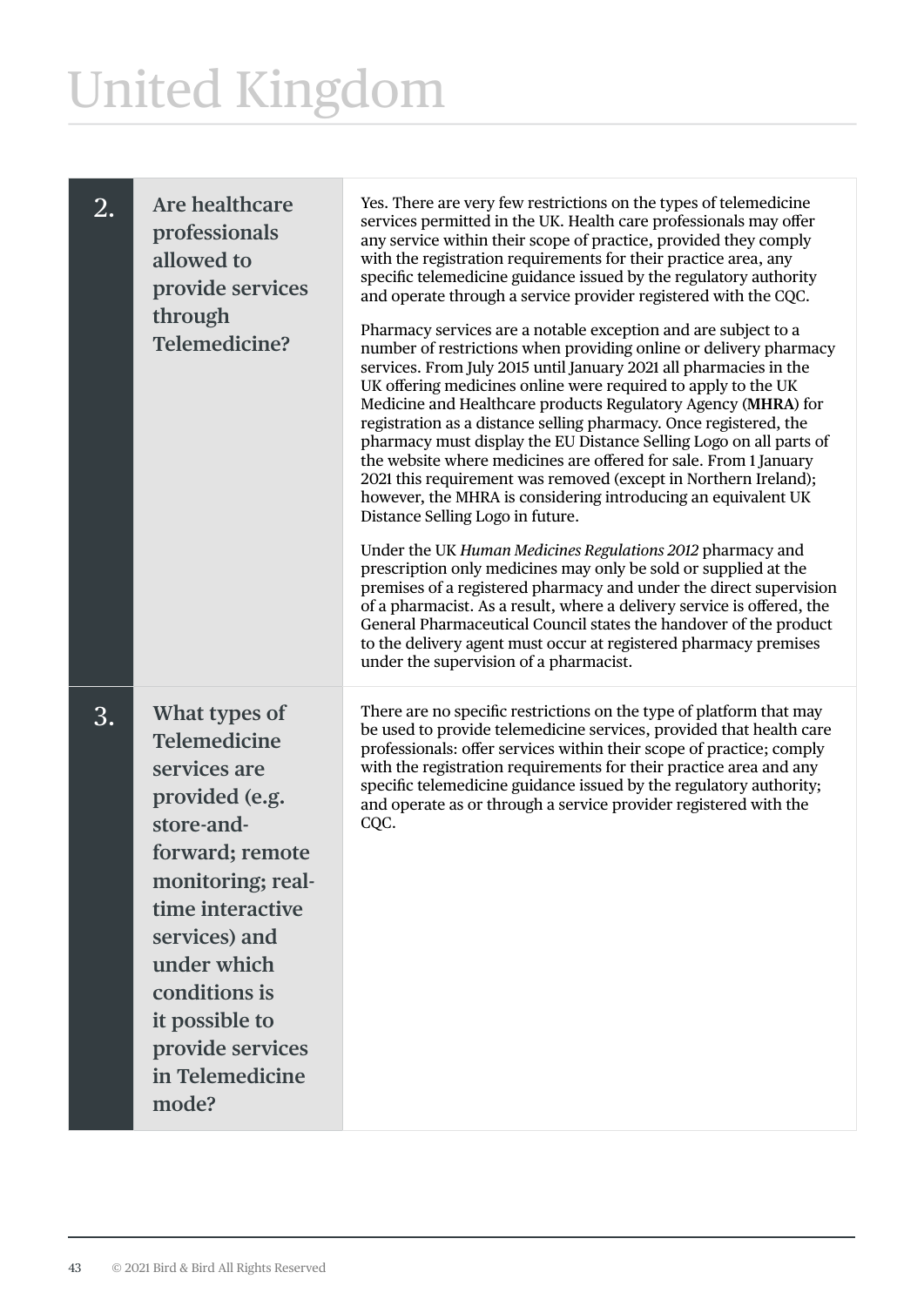# United Kingdom

| | | |
|---|---|---|
| 2. | **Are healthcare professionals allowed to provide services through Telemedicine?** | Yes. There are very few restrictions on the types of telemedicine services permitted in the UK. Health care professionals may offer any service within their scope of practice, provided they comply with the registration requirements for their practice area, any specific telemedicine guidance issued by the regulatory authority and operate through a service provider registered with the CQC.<br><br>Pharmacy services are a notable exception and are subject to a number of restrictions when providing online or delivery pharmacy services. From July 2015 until January 2021 all pharmacies in the UK offering medicines online were required to apply to the UK Medicine and Healthcare products Regulatory Agency (**MHRA**) for registration as a distance selling pharmacy. Once registered, the pharmacy must display the EU Distance Selling Logo on all parts of the website where medicines are offered for sale. From 1 January 2021 this requirement was removed (except in Northern Ireland); however, the MHRA is considering introducing an equivalent UK Distance Selling Logo in future.<br><br>Under the UK *Human Medicines Regulations 2012* pharmacy and prescription only medicines may only be sold or supplied at the premises of a registered pharmacy and under the direct supervision of a pharmacist. As a result, where a delivery service is offered, the General Pharmaceutical Council states the handover of the product to the delivery agent must occur at registered pharmacy premises under the supervision of a pharmacist. |
| 3. | **What types of Telemedicine services are provided (e.g. store-and-forward; remote monitoring; real-time interactive services) and under which conditions is it possible to provide services in Telemedicine mode?** | There are no specific restrictions on the type of platform that may be used to provide telemedicine services, provided that health care professionals: offer services within their scope of practice; comply with the registration requirements for their practice area and any specific telemedicine guidance issued by the regulatory authority; and operate as or through a service provider registered with the CQC. |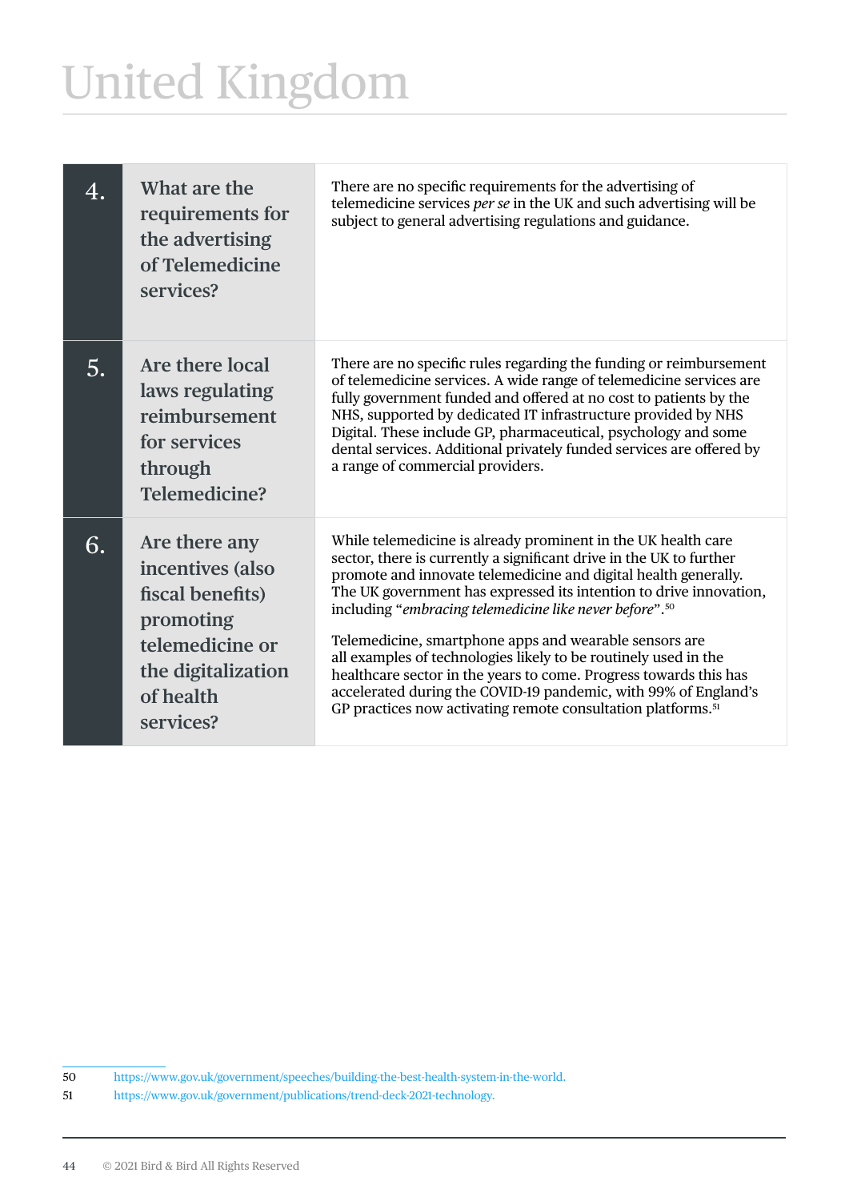# United Kingdom

| | | |
|---|---|---|
| 4. | What are the requirements for the advertising of Telemedicine services? | There are no specific requirements for the advertising of telemedicine services *per se* in the UK and such advertising will be subject to general advertising regulations and guidance. |
| 5. | Are there local laws regulating reimbursement for services through Telemedicine? | There are no specific rules regarding the funding or reimbursement of telemedicine services. A wide range of telemedicine services are fully government funded and offered at no cost to patients by the NHS, supported by dedicated IT infrastructure provided by NHS Digital. These include GP, pharmaceutical, psychology and some dental services. Additional privately funded services are offered by a range of commercial providers. |
| 6. | Are there any incentives (also fiscal benefits) promoting telemedicine or the digitalization of health services? | While telemedicine is already prominent in the UK health care sector, there is currently a significant drive in the UK to further promote and innovate telemedicine and digital health generally. The UK government has expressed its intention to drive innovation, including "*embracing telemedicine like never before*".[50]<br><br>Telemedicine, smartphone apps and wearable sensors are all examples of technologies likely to be routinely used in the healthcare sector in the years to come. Progress towards this has accelerated during the COVID-19 pandemic, with 99% of England's GP practices now activating remote consultation platforms.[51] |

50 https://www.gov.uk/government/speeches/building-the-best-health-system-in-the-world.

51 https://www.gov.uk/government/publications/trend-deck-2021-technology.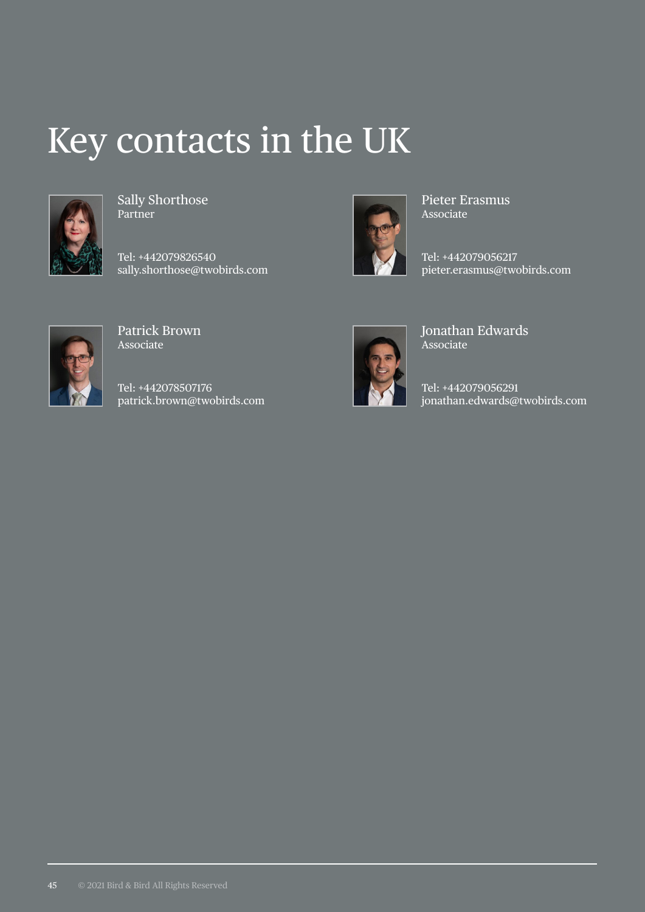# Key contacts in the UK

**Sally Shorthose**
Partner

Tel: +442079826540
sally.shorthose@twobirds.com

**Pieter Erasmus**
Associate

Tel: +442079056217
pieter.erasmus@twobirds.com

**Patrick Brown**
Associate

Tel: +442078507176
patrick.brown@twobirds.com

**Jonathan Edwards**
Associate

Tel: +442079056291
jonathan.edwards@twobirds.com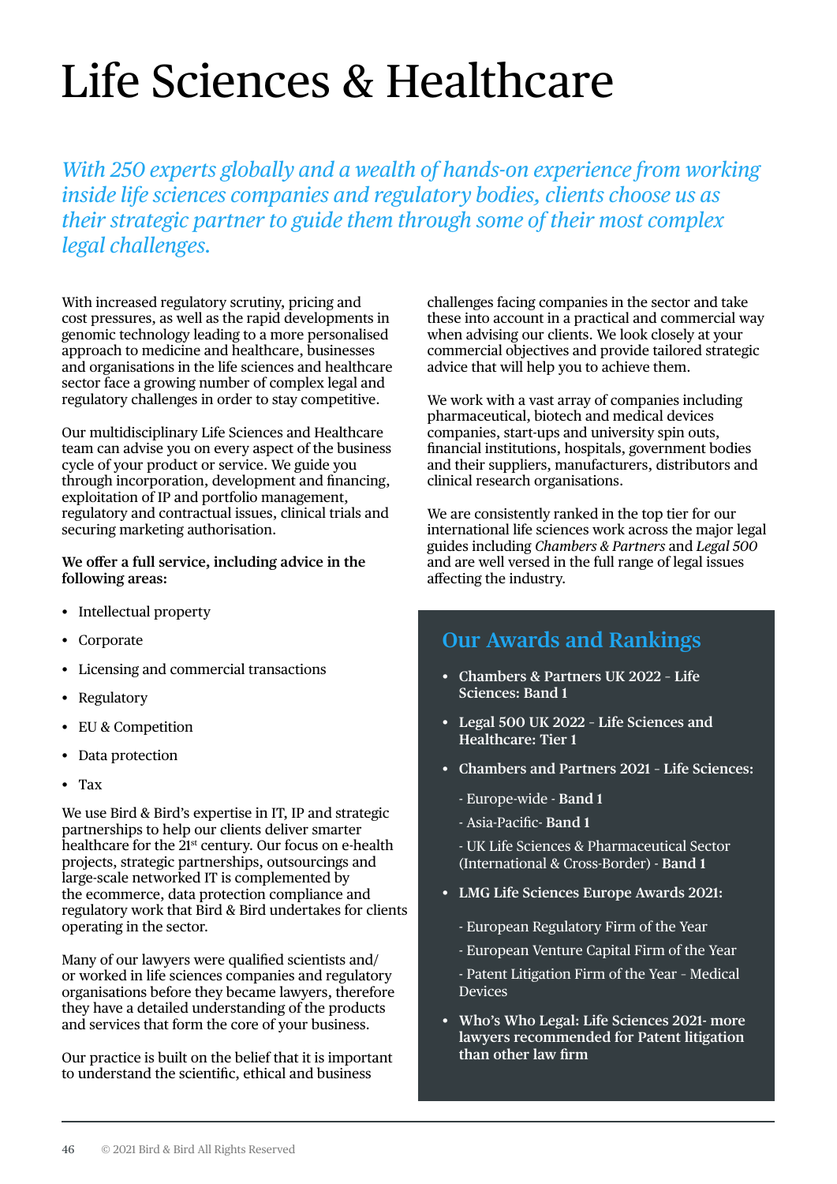# Life Sciences & Healthcare

*With 250 experts globally and a wealth of hands-on experience from working inside life sciences companies and regulatory bodies, clients choose us as their strategic partner to guide them through some of their most complex legal challenges.*

With increased regulatory scrutiny, pricing and cost pressures, as well as the rapid developments in genomic technology leading to a more personalised approach to medicine and healthcare, businesses and organisations in the life sciences and healthcare sector face a growing number of complex legal and regulatory challenges in order to stay competitive.

Our multidisciplinary Life Sciences and Healthcare team can advise you on every aspect of the business cycle of your product or service. We guide you through incorporation, development and financing, exploitation of IP and portfolio management, regulatory and contractual issues, clinical trials and securing marketing authorisation.

**We offer a full service, including advice in the following areas:**

- Intellectual property
- Corporate
- Licensing and commercial transactions
- Regulatory
- EU & Competition
- Data protection
- Tax

We use Bird & Bird's expertise in IT, IP and strategic partnerships to help our clients deliver smarter healthcare for the 21st century. Our focus on e-health projects, strategic partnerships, outsourcings and large-scale networked IT is complemented by the ecommerce, data protection compliance and regulatory work that Bird & Bird undertakes for clients operating in the sector.

Many of our lawyers were qualified scientists and/or worked in life sciences companies and regulatory organisations before they became lawyers, therefore they have a detailed understanding of the products and services that form the core of your business.

Our practice is built on the belief that it is important to understand the scientific, ethical and business challenges facing companies in the sector and take these into account in a practical and commercial way when advising our clients. We look closely at your commercial objectives and provide tailored strategic advice that will help you to achieve them.

We work with a vast array of companies including pharmaceutical, biotech and medical devices companies, start-ups and university spin outs, financial institutions, hospitals, government bodies and their suppliers, manufacturers, distributors and clinical research organisations.

We are consistently ranked in the top tier for our international life sciences work across the major legal guides including *Chambers & Partners* and *Legal 500* and are well versed in the full range of legal issues affecting the industry.

## Our Awards and Rankings

- **Chambers & Partners UK 2022 – Life Sciences: Band 1**
- **Legal 500 UK 2022 – Life Sciences and Healthcare: Tier 1**
- **Chambers and Partners 2021 – Life Sciences:**
  - Europe-wide - **Band 1**
  - Asia-Pacific- **Band 1**
  - UK Life Sciences & Pharmaceutical Sector (International & Cross-Border) - **Band 1**
- **LMG Life Sciences Europe Awards 2021:**
  - European Regulatory Firm of the Year
  - European Venture Capital Firm of the Year
  - Patent Litigation Firm of the Year – Medical Devices
- **Who's Who Legal: Life Sciences 2021- more lawyers recommended for Patent litigation than other law firm**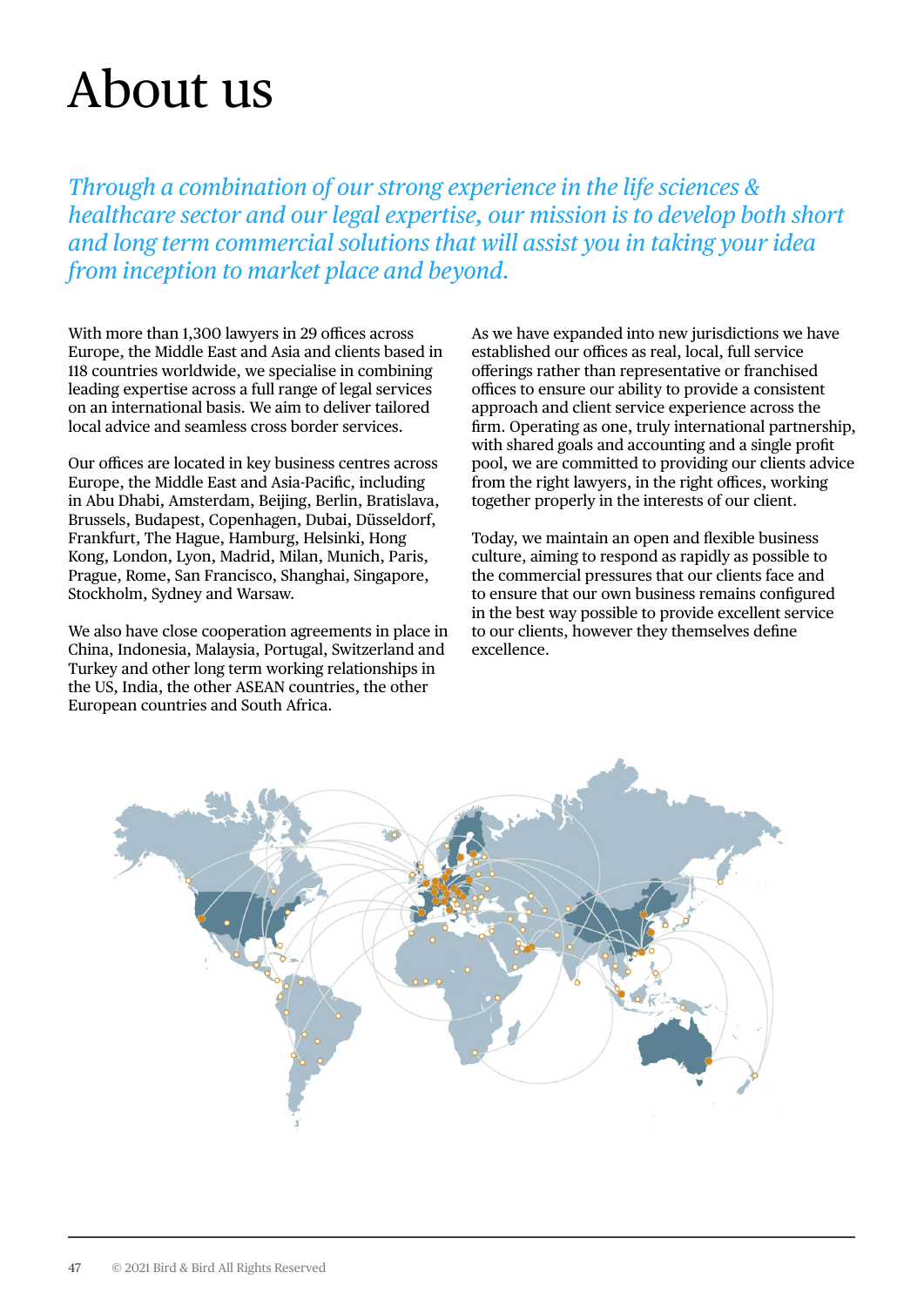# About us

*Through a combination of our strong experience in the life sciences & healthcare sector and our legal expertise, our mission is to develop both short and long term commercial solutions that will assist you in taking your idea from inception to market place and beyond.*

With more than 1,300 lawyers in 29 offices across Europe, the Middle East and Asia and clients based in 118 countries worldwide, we specialise in combining leading expertise across a full range of legal services on an international basis. We aim to deliver tailored local advice and seamless cross border services.

Our offices are located in key business centres across Europe, the Middle East and Asia-Pacific, including in Abu Dhabi, Amsterdam, Beijing, Berlin, Bratislava, Brussels, Budapest, Copenhagen, Dubai, Düsseldorf, Frankfurt, The Hague, Hamburg, Helsinki, Hong Kong, London, Lyon, Madrid, Milan, Munich, Paris, Prague, Rome, San Francisco, Shanghai, Singapore, Stockholm, Sydney and Warsaw.

We also have close cooperation agreements in place in China, Indonesia, Malaysia, Portugal, Switzerland and Turkey and other long term working relationships in the US, India, the other ASEAN countries, the other European countries and South Africa.

As we have expanded into new jurisdictions we have established our offices as real, local, full service offerings rather than representative or franchised offices to ensure our ability to provide a consistent approach and client service experience across the firm. Operating as one, truly international partnership, with shared goals and accounting and a single profit pool, we are committed to providing our clients advice from the right lawyers, in the right offices, working together properly in the interests of our client.

Today, we maintain an open and flexible business culture, aiming to respond as rapidly as possible to the commercial pressures that our clients face and to ensure that our own business remains configured in the best way possible to provide excellent service to our clients, however they themselves define excellence.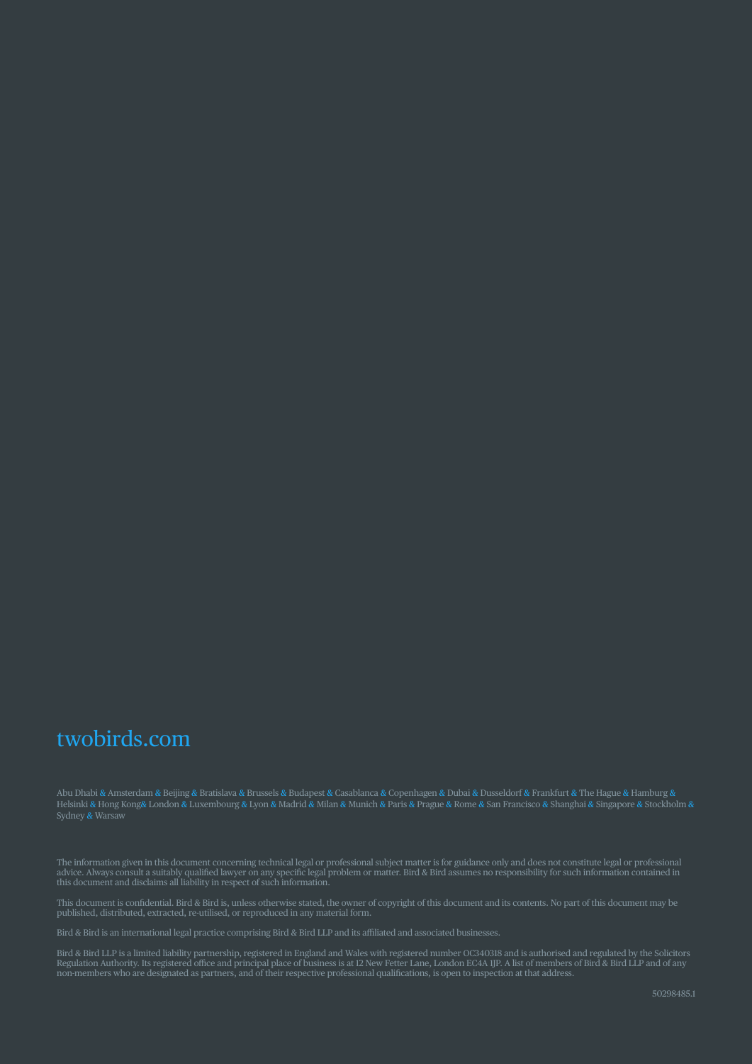twobirds.com

Abu Dhabi & Amsterdam & Beijing & Bratislava & Brussels & Budapest & Casablanca & Copenhagen & Dubai & Dusseldorf & Frankfurt & The Hague & Hamburg & Helsinki & Hong Kong& London & Luxembourg & Lyon & Madrid & Milan & Munich & Paris & Prague & Rome & San Francisco & Shanghai & Singapore & Stockholm & Sydney & Warsaw

The information given in this document concerning technical legal or professional subject matter is for guidance only and does not constitute legal or professional advice. Always consult a suitably qualified lawyer on any specific legal problem or matter. Bird & Bird assumes no responsibility for such information contained in this document and disclaims all liability in respect of such information.

This document is confidential. Bird & Bird is, unless otherwise stated, the owner of copyright of this document and its contents. No part of this document may be published, distributed, extracted, re-utilised, or reproduced in any material form.

Bird & Bird is an international legal practice comprising Bird & Bird LLP and its affiliated and associated businesses.

Bird & Bird LLP is a limited liability partnership, registered in England and Wales with registered number OC340318 and is authorised and regulated by the Solicitors Regulation Authority. Its registered office and principal place of business is at 12 New Fetter Lane, London EC4A 1JP. A list of members of Bird & Bird LLP and of any non-members who are designated as partners, and of their respective professional qualifications, is open to inspection at that address.

50298485.1